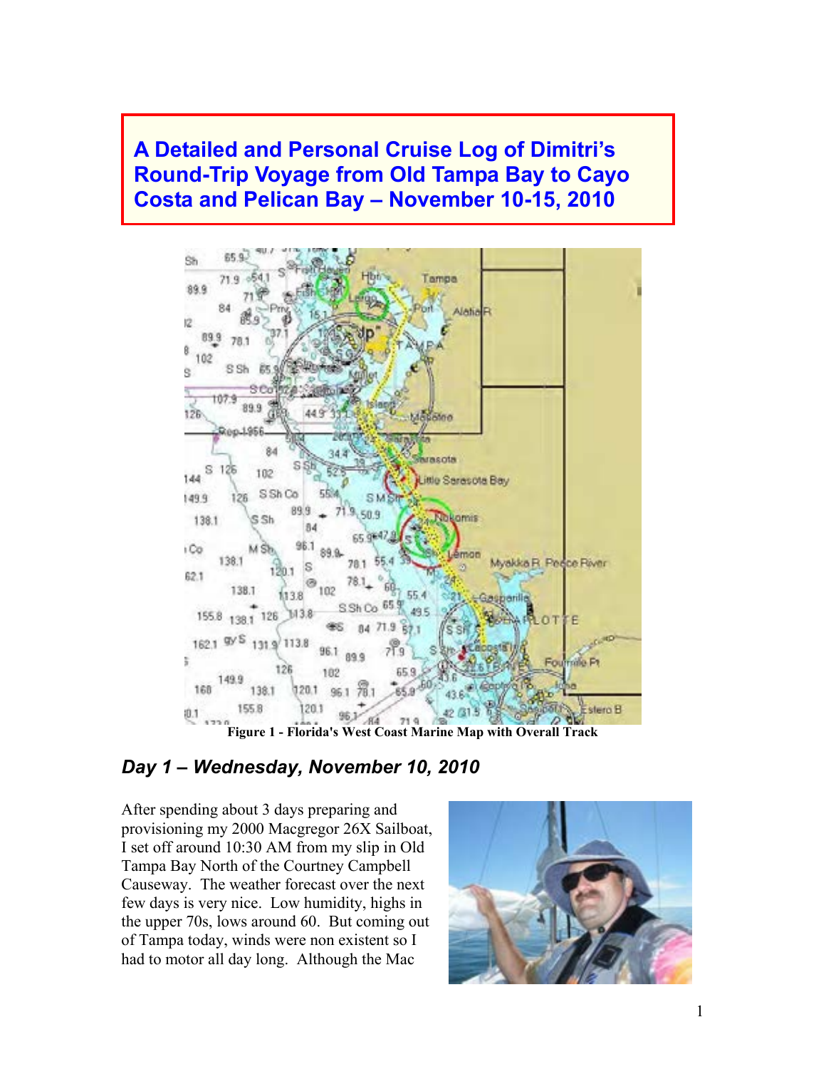# A Detailed and Personal Cruise Log of Dimitri's Round-Trip Voyage from Old Tampa Bay to Cayo Costa and Pelican Bay – November 10-15, 2010

Figure 1 - Florida's West Coast Marine Map with Overall Track

## *Day 1 – Wednesday, November 10, 2010*

After spending about 3 days preparing and provisioning my 2000 Macgregor 26X Sailboat, I set off around 10:30 AM from my slip in Old Tampa Bay North of the Courtney Campbell Causeway. The weather forecast over the next few days is very nice. Low humidity, highs in the upper 70s, lows around 60. But coming out of Tampa today, winds were non existent so I had to motor all day long. Although the Mac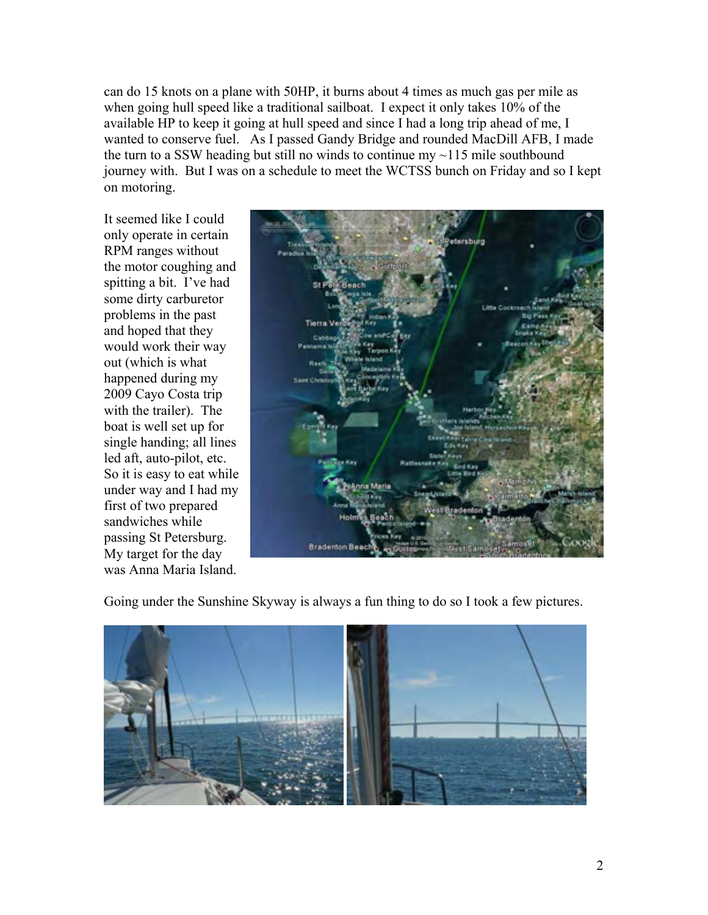can do 15 knots on a plane with 50HP, it burns about 4 times as much gas per mile as when going hull speed like a traditional sailboat. I expect it only takes 10% of the available HP to keep it going at hull speed and since I had a long trip ahead of me, I wanted to conserve fuel. As I passed Gandy Bridge and rounded MacDill AFB, I made the turn to a SSW heading but still no winds to continue my ~115 mile southbound journey with. But I was on a schedule to meet the WCTSS bunch on Friday and so I kept on motoring.

It seemed like I could only operate in certain RPM ranges without the motor coughing and spitting a bit. I've had some dirty carburetor problems in the past and hoped that they would work their way out (which is what happened during my 2009 Cayo Costa trip with the trailer). The boat is well set up for single handing; all lines led aft, auto-pilot, etc. So it is easy to eat while under way and I had my first of two prepared sandwiches while passing St Petersburg. My target for the day was Anna Maria Island.

Going under the Sunshine Skyway is always a fun thing to do so I took a few pictures.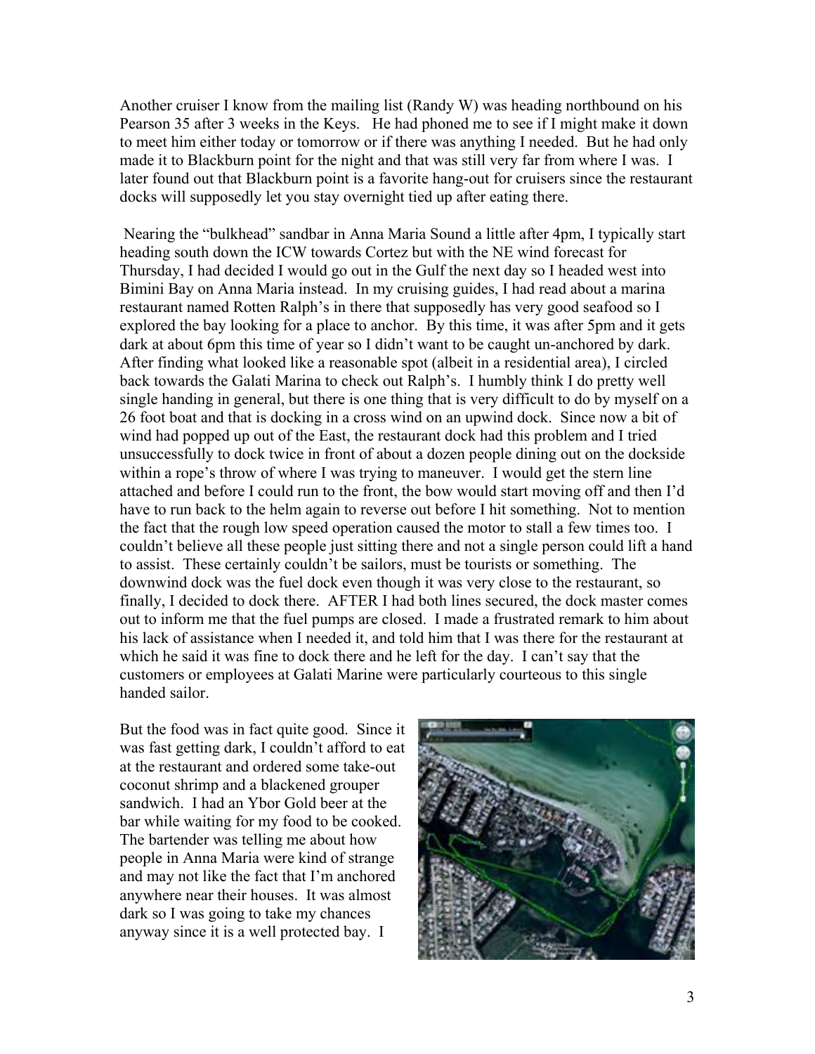Another cruiser I know from the mailing list (Randy W) was heading northbound on his Pearson 35 after 3 weeks in the Keys. He had phoned me to see if I might make it down to meet him either today or tomorrow or if there was anything I needed. But he had only made it to Blackburn point for the night and that was still very far from where I was. I later found out that Blackburn point is a favorite hang-out for cruisers since the restaurant docks will supposedly let you stay overnight tied up after eating there.

Nearing the "bulkhead" sandbar in Anna Maria Sound a little after 4pm, I typically start heading south down the ICW towards Cortez but with the NE wind forecast for Thursday, I had decided I would go out in the Gulf the next day so I headed west into Bimini Bay on Anna Maria instead. In my cruising guides, I had read about a marina restaurant named Rotten Ralph's in there that supposedly has very good seafood so I explored the bay looking for a place to anchor. By this time, it was after 5pm and it gets dark at about 6pm this time of year so I didn't want to be caught un-anchored by dark. After finding what looked like a reasonable spot (albeit in a residential area), I circled back towards the Galati Marina to check out Ralph's. I humbly think I do pretty well single handing in general, but there is one thing that is very difficult to do by myself on a 26 foot boat and that is docking in a cross wind on an upwind dock. Since now a bit of wind had popped up out of the East, the restaurant dock had this problem and I tried unsuccessfully to dock twice in front of about a dozen people dining out on the dockside within a rope's throw of where I was trying to maneuver. I would get the stern line attached and before I could run to the front, the bow would start moving off and then I'd have to run back to the helm again to reverse out before I hit something. Not to mention the fact that the rough low speed operation caused the motor to stall a few times too. I couldn't believe all these people just sitting there and not a single person could lift a hand to assist. These certainly couldn't be sailors, must be tourists or something. The downwind dock was the fuel dock even though it was very close to the restaurant, so finally, I decided to dock there. AFTER I had both lines secured, the dock master comes out to inform me that the fuel pumps are closed. I made a frustrated remark to him about his lack of assistance when I needed it, and told him that I was there for the restaurant at which he said it was fine to dock there and he left for the day. I can't say that the customers or employees at Galati Marine were particularly courteous to this single handed sailor.

But the food was in fact quite good. Since it was fast getting dark, I couldn't afford to eat at the restaurant and ordered some take-out coconut shrimp and a blackened grouper sandwich. I had an Ybor Gold beer at the bar while waiting for my food to be cooked. The bartender was telling me about how people in Anna Maria were kind of strange and may not like the fact that I'm anchored anywhere near their houses. It was almost dark so I was going to take my chances anyway since it is a well protected bay. I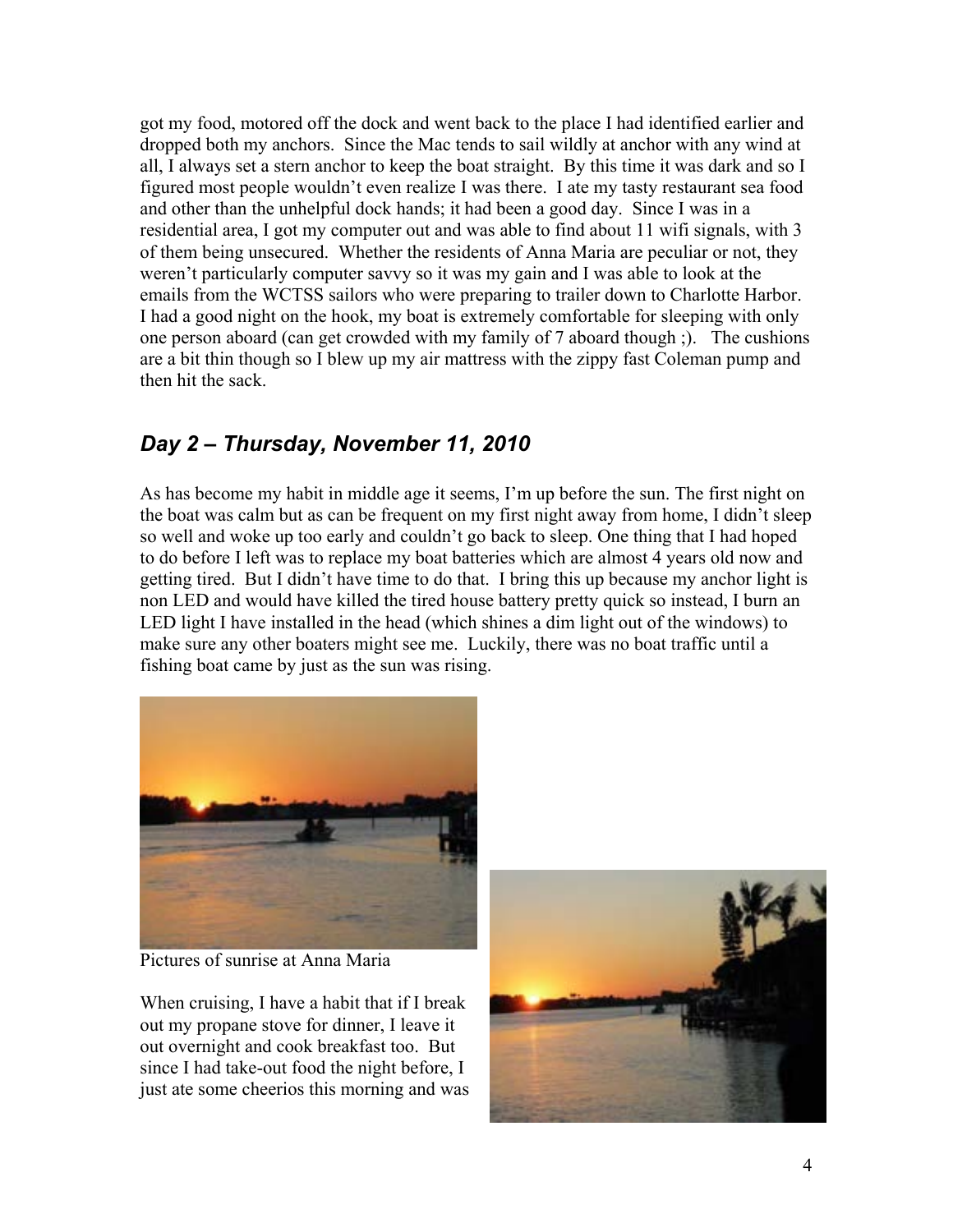got my food, motored off the dock and went back to the place I had identified earlier and dropped both my anchors. Since the Mac tends to sail wildly at anchor with any wind at all, I always set a stern anchor to keep the boat straight. By this time it was dark and so I figured most people wouldn't even realize I was there. I ate my tasty restaurant sea food and other than the unhelpful dock hands; it had been a good day. Since I was in a residential area, I got my computer out and was able to find about 11 wifi signals, with 3 of them being unsecured. Whether the residents of Anna Maria are peculiar or not, they weren't particularly computer savvy so it was my gain and I was able to look at the emails from the WCTSS sailors who were preparing to trailer down to Charlotte Harbor. I had a good night on the hook, my boat is extremely comfortable for sleeping with only one person aboard (can get crowded with my family of 7 aboard though ;). The cushions are a bit thin though so I blew up my air mattress with the zippy fast Coleman pump and then hit the sack.

## *Day 2 – Thursday, November 11, 2010*

As has become my habit in middle age it seems, I'm up before the sun. The first night on the boat was calm but as can be frequent on my first night away from home, I didn't sleep so well and woke up too early and couldn't go back to sleep. One thing that I had hoped to do before I left was to replace my boat batteries which are almost 4 years old now and getting tired. But I didn't have time to do that. I bring this up because my anchor light is non LED and would have killed the tired house battery pretty quick so instead, I burn an LED light I have installed in the head (which shines a dim light out of the windows) to make sure any other boaters might see me. Luckily, there was no boat traffic until a fishing boat came by just as the sun was rising.

Pictures of sunrise at Anna Maria

When cruising, I have a habit that if I break out my propane stove for dinner, I leave it out overnight and cook breakfast too. But since I had take-out food the night before, I just ate some cheerios this morning and was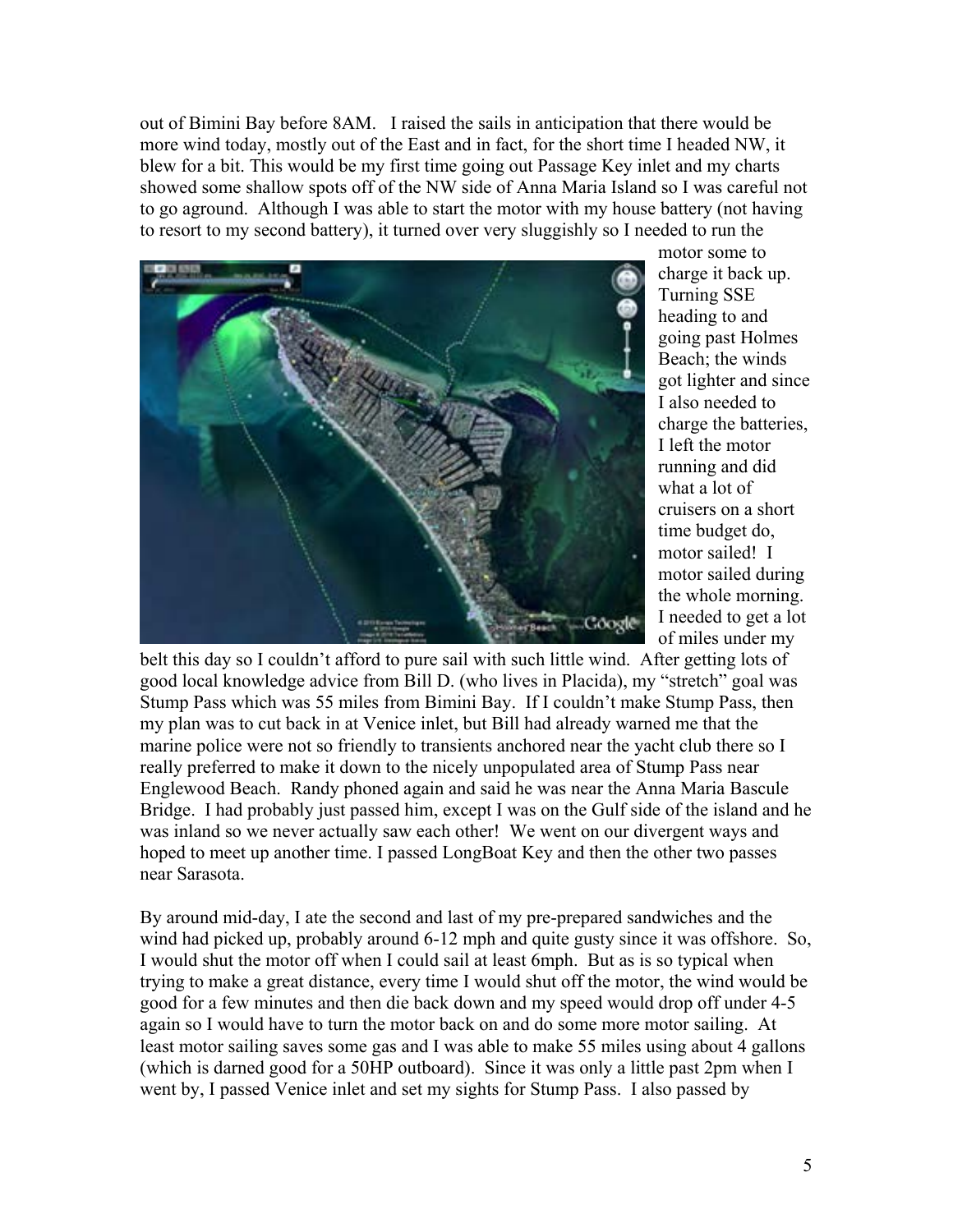out of Bimini Bay before 8AM. I raised the sails in anticipation that there would be more wind today, mostly out of the East and in fact, for the short time I headed NW, it blew for a bit. This would be my first time going out Passage Key inlet and my charts showed some shallow spots off of the NW side of Anna Maria Island so I was careful not to go aground. Although I was able to start the motor with my house battery (not having to resort to my second battery), it turned over very sluggishly so I needed to run the motor some to charge it back up. Turning SSE heading to and going past Holmes Beach; the winds got lighter and since I also needed to charge the batteries, I left the motor running and did what a lot of cruisers on a short time budget do, motor sailed! I motor sailed during the whole morning. I needed to get a lot of miles under my belt this day so I couldn't afford to pure sail with such little wind. After getting lots of good local knowledge advice from Bill D. (who lives in Placida), my "stretch" goal was Stump Pass which was 55 miles from Bimini Bay. If I couldn't make Stump Pass, then my plan was to cut back in at Venice inlet, but Bill had already warned me that the marine police were not so friendly to transients anchored near the yacht club there so I really preferred to make it down to the nicely unpopulated area of Stump Pass near Englewood Beach. Randy phoned again and said he was near the Anna Maria Bascule Bridge. I had probably just passed him, except I was on the Gulf side of the island and he was inland so we never actually saw each other! We went on our divergent ways and hoped to meet up another time. I passed LongBoat Key and then the other two passes near Sarasota.

By around mid-day, I ate the second and last of my pre-prepared sandwiches and the wind had picked up, probably around 6-12 mph and quite gusty since it was offshore. So, I would shut the motor off when I could sail at least 6mph. But as is so typical when trying to make a great distance, every time I would shut off the motor, the wind would be good for a few minutes and then die back down and my speed would drop off under 4-5 again so I would have to turn the motor back on and do some more motor sailing. At least motor sailing saves some gas and I was able to make 55 miles using about 4 gallons (which is darned good for a 50HP outboard). Since it was only a little past 2pm when I went by, I passed Venice inlet and set my sights for Stump Pass. I also passed by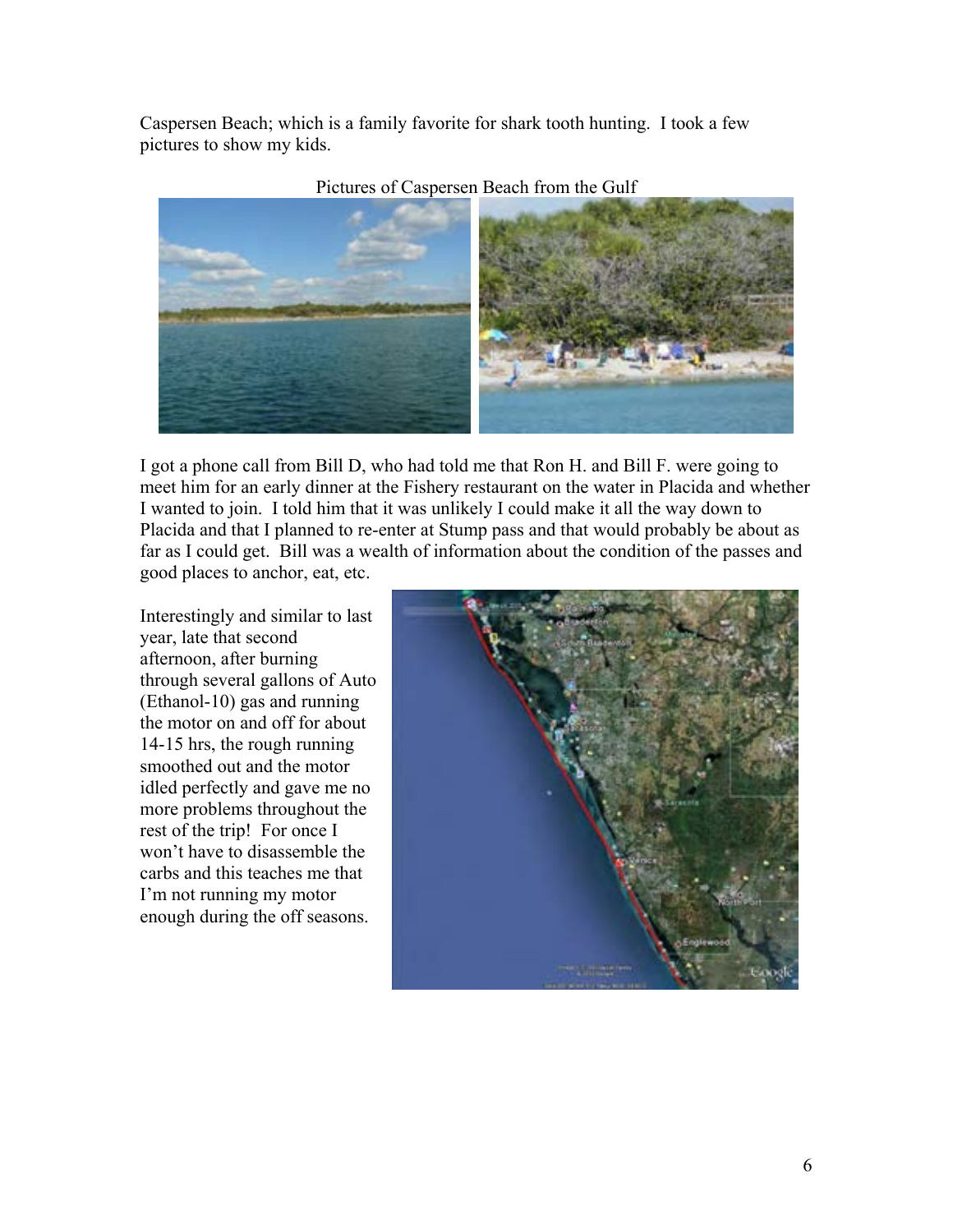Caspersen Beach; which is a family favorite for shark tooth hunting. I took a few pictures to show my kids.

Pictures of Caspersen Beach from the Gulf

I got a phone call from Bill D, who had told me that Ron H. and Bill F. were going to meet him for an early dinner at the Fishery restaurant on the water in Placida and whether I wanted to join. I told him that it was unlikely I could make it all the way down to Placida and that I planned to re-enter at Stump pass and that would probably be about as far as I could get. Bill was a wealth of information about the condition of the passes and good places to anchor, eat, etc.

Interestingly and similar to last year, late that second afternoon, after burning through several gallons of Auto (Ethanol-10) gas and running the motor on and off for about 14-15 hrs, the rough running smoothed out and the motor idled perfectly and gave me no more problems throughout the rest of the trip! For once I won't have to disassemble the carbs and this teaches me that I'm not running my motor enough during the off seasons.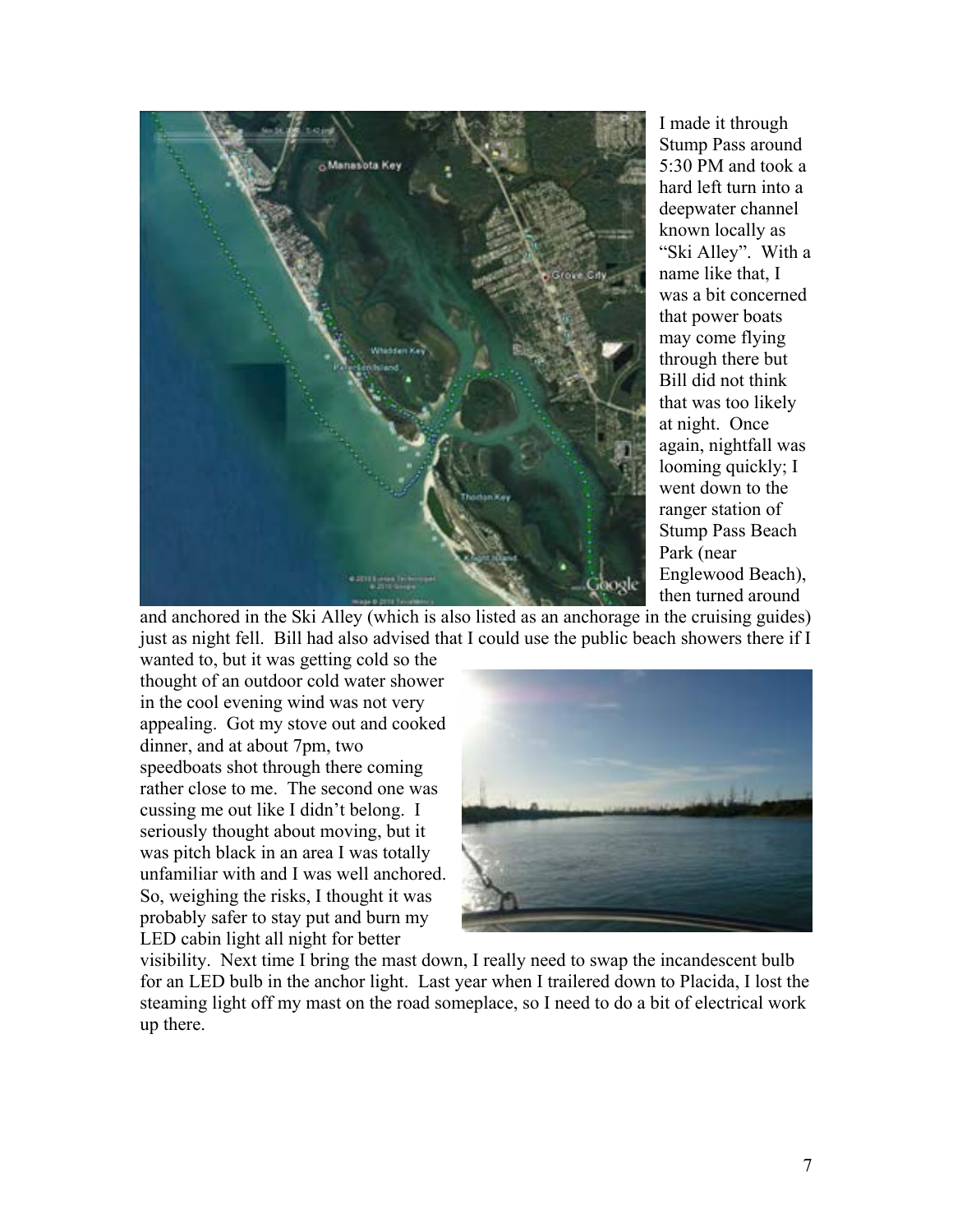I made it through Stump Pass around 5:30 PM and took a hard left turn into a deepwater channel known locally as "Ski Alley". With a name like that, I was a bit concerned that power boats may come flying through there but Bill did not think that was too likely at night. Once again, nightfall was looming quickly; I went down to the ranger station of Stump Pass Beach Park (near Englewood Beach), then turned around and anchored in the Ski Alley (which is also listed as an anchorage in the cruising guides) just as night fell. Bill had also advised that I could use the public beach showers there if I wanted to, but it was getting cold so the thought of an outdoor cold water shower in the cool evening wind was not very appealing. Got my stove out and cooked dinner, and at about 7pm, two speedboats shot through there coming rather close to me. The second one was cussing me out like I didn't belong. I seriously thought about moving, but it was pitch black in an area I was totally unfamiliar with and I was well anchored. So, weighing the risks, I thought it was probably safer to stay put and burn my LED cabin light all night for better visibility. Next time I bring the mast down, I really need to swap the incandescent bulb for an LED bulb in the anchor light. Last year when I trailered down to Placida, I lost the steaming light off my mast on the road someplace, so I need to do a bit of electrical work up there.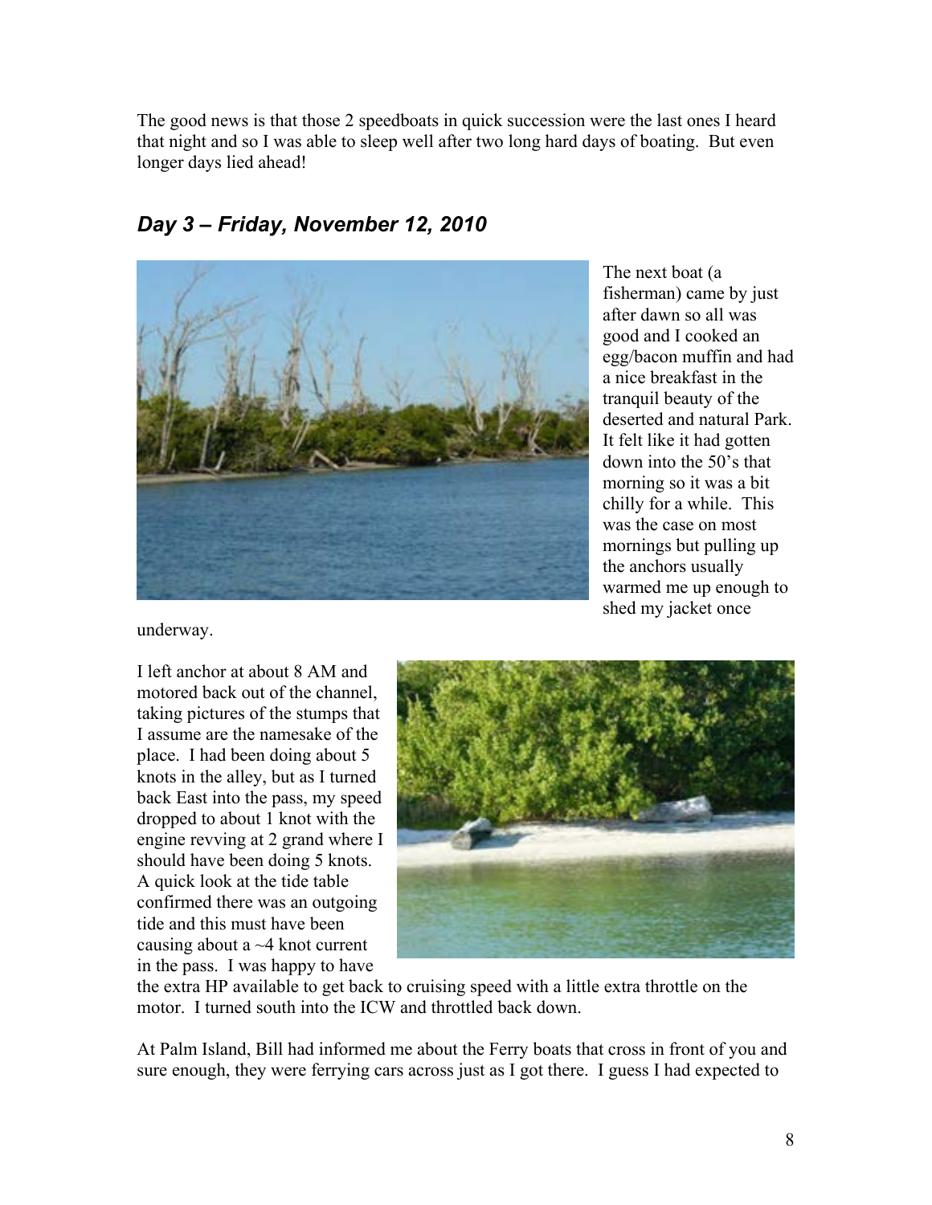The good news is that those 2 speedboats in quick succession were the last ones I heard that night and so I was able to sleep well after two long hard days of boating. But even longer days lied ahead!

## *Day 3 – Friday, November 12, 2010*

The next boat (a fisherman) came by just after dawn so all was good and I cooked an egg/bacon muffin and had a nice breakfast in the tranquil beauty of the deserted and natural Park. It felt like it had gotten down into the 50's that morning so it was a bit chilly for a while. This was the case on most mornings but pulling up the anchors usually warmed me up enough to shed my jacket once underway.

I left anchor at about 8 AM and motored back out of the channel, taking pictures of the stumps that I assume are the namesake of the place. I had been doing about 5 knots in the alley, but as I turned back East into the pass, my speed dropped to about 1 knot with the engine revving at 2 grand where I should have been doing 5 knots. A quick look at the tide table confirmed there was an outgoing tide and this must have been causing about a ~4 knot current in the pass. I was happy to have the extra HP available to get back to cruising speed with a little extra throttle on the motor. I turned south into the ICW and throttled back down.

At Palm Island, Bill had informed me about the Ferry boats that cross in front of you and sure enough, they were ferrying cars across just as I got there. I guess I had expected to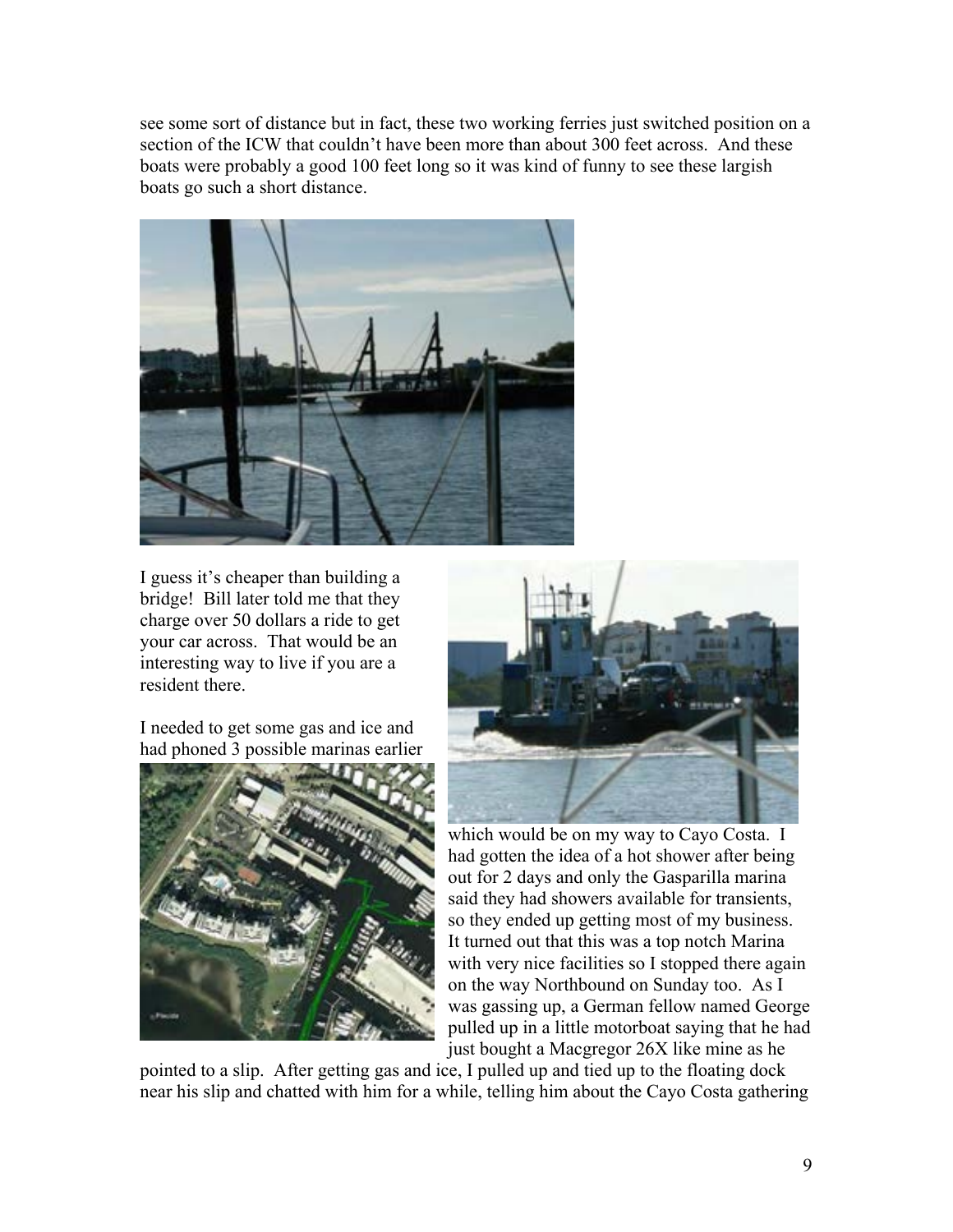see some sort of distance but in fact, these two working ferries just switched position on a section of the ICW that couldn't have been more than about 300 feet across. And these boats were probably a good 100 feet long so it was kind of funny to see these largish boats go such a short distance.

I guess it's cheaper than building a bridge! Bill later told me that they charge over 50 dollars a ride to get your car across. That would be an interesting way to live if you are a resident there.

I needed to get some gas and ice and had phoned 3 possible marinas earlier which would be on my way to Cayo Costa. I had gotten the idea of a hot shower after being out for 2 days and only the Gasparilla marina said they had showers available for transients, so they ended up getting most of my business. It turned out that this was a top notch Marina with very nice facilities so I stopped there again on the way Northbound on Sunday too. As I was gassing up, a German fellow named George pulled up in a little motorboat saying that he had just bought a Macgregor 26X like mine as he pointed to a slip. After getting gas and ice, I pulled up and tied up to the floating dock near his slip and chatted with him for a while, telling him about the Cayo Costa gathering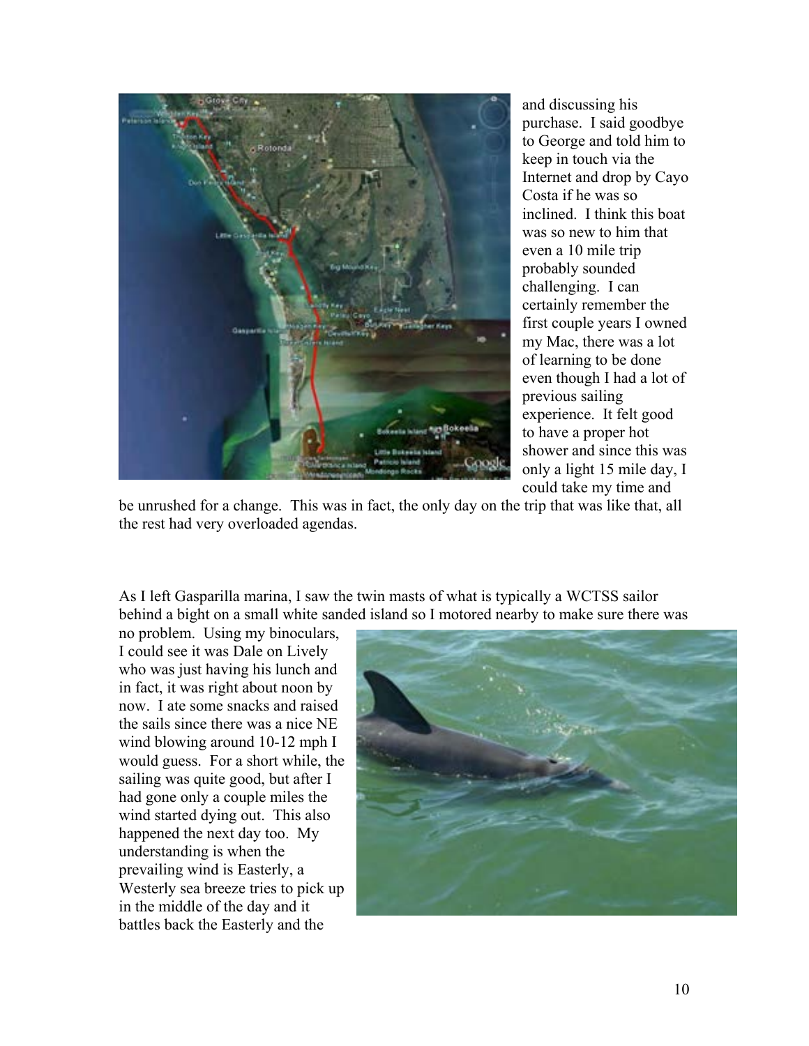and discussing his purchase. I said goodbye to George and told him to keep in touch via the Internet and drop by Cayo Costa if he was so inclined. I think this boat was so new to him that even a 10 mile trip probably sounded challenging. I can certainly remember the first couple years I owned my Mac, there was a lot of learning to be done even though I had a lot of previous sailing experience. It felt good to have a proper hot shower and since this was only a light 15 mile day, I could take my time and be unrushed for a change. This was in fact, the only day on the trip that was like that, all the rest had very overloaded agendas.

As I left Gasparilla marina, I saw the twin masts of what is typically a WCTSS sailor behind a bight on a small white sanded island so I motored nearby to make sure there was no problem. Using my binoculars, I could see it was Dale on Lively who was just having his lunch and in fact, it was right about noon by now. I ate some snacks and raised the sails since there was a nice NE wind blowing around 10-12 mph I would guess. For a short while, the sailing was quite good, but after I had gone only a couple miles the wind started dying out. This also happened the next day too. My understanding is when the prevailing wind is Easterly, a Westerly sea breeze tries to pick up in the middle of the day and it battles back the Easterly and the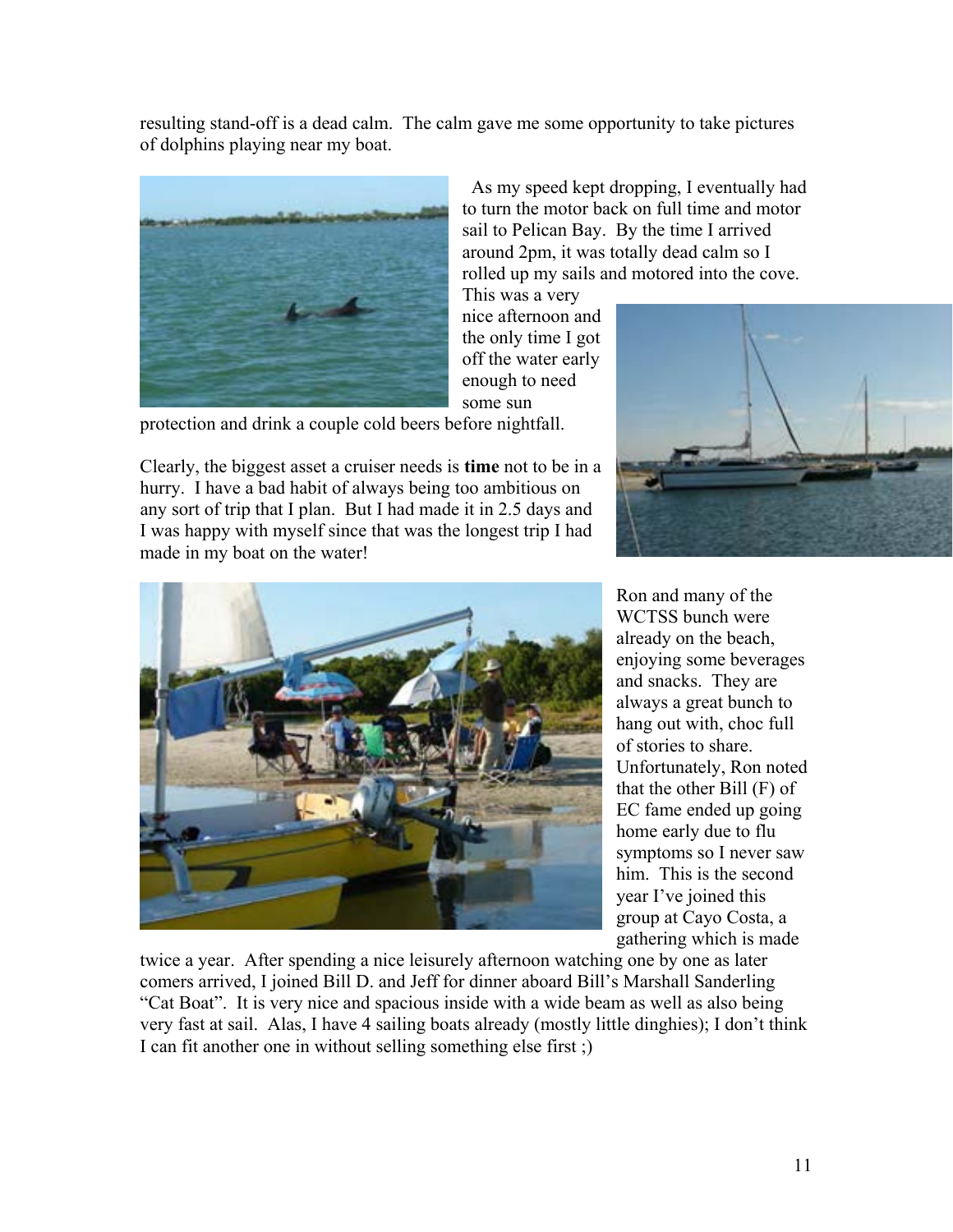resulting stand-off is a dead calm. The calm gave me some opportunity to take pictures of dolphins playing near my boat.

As my speed kept dropping, I eventually had to turn the motor back on full time and motor sail to Pelican Bay. By the time I arrived around 2pm, it was totally dead calm so I rolled up my sails and motored into the cove. This was a very nice afternoon and the only time I got off the water early enough to need some sun protection and drink a couple cold beers before nightfall.

Clearly, the biggest asset a cruiser needs is **time** not to be in a hurry. I have a bad habit of always being too ambitious on any sort of trip that I plan. But I had made it in 2.5 days and I was happy with myself since that was the longest trip I had made in my boat on the water!

Ron and many of the WCTSS bunch were already on the beach, enjoying some beverages and snacks. They are always a great bunch to hang out with, choc full of stories to share. Unfortunately, Ron noted that the other Bill (F) of EC fame ended up going home early due to flu symptoms so I never saw him. This is the second year I've joined this group at Cayo Costa, a gathering which is made twice a year. After spending a nice leisurely afternoon watching one by one as later comers arrived, I joined Bill D. and Jeff for dinner aboard Bill's Marshall Sanderling "Cat Boat". It is very nice and spacious inside with a wide beam as well as also being very fast at sail. Alas, I have 4 sailing boats already (mostly little dinghies); I don't think I can fit another one in without selling something else first ;)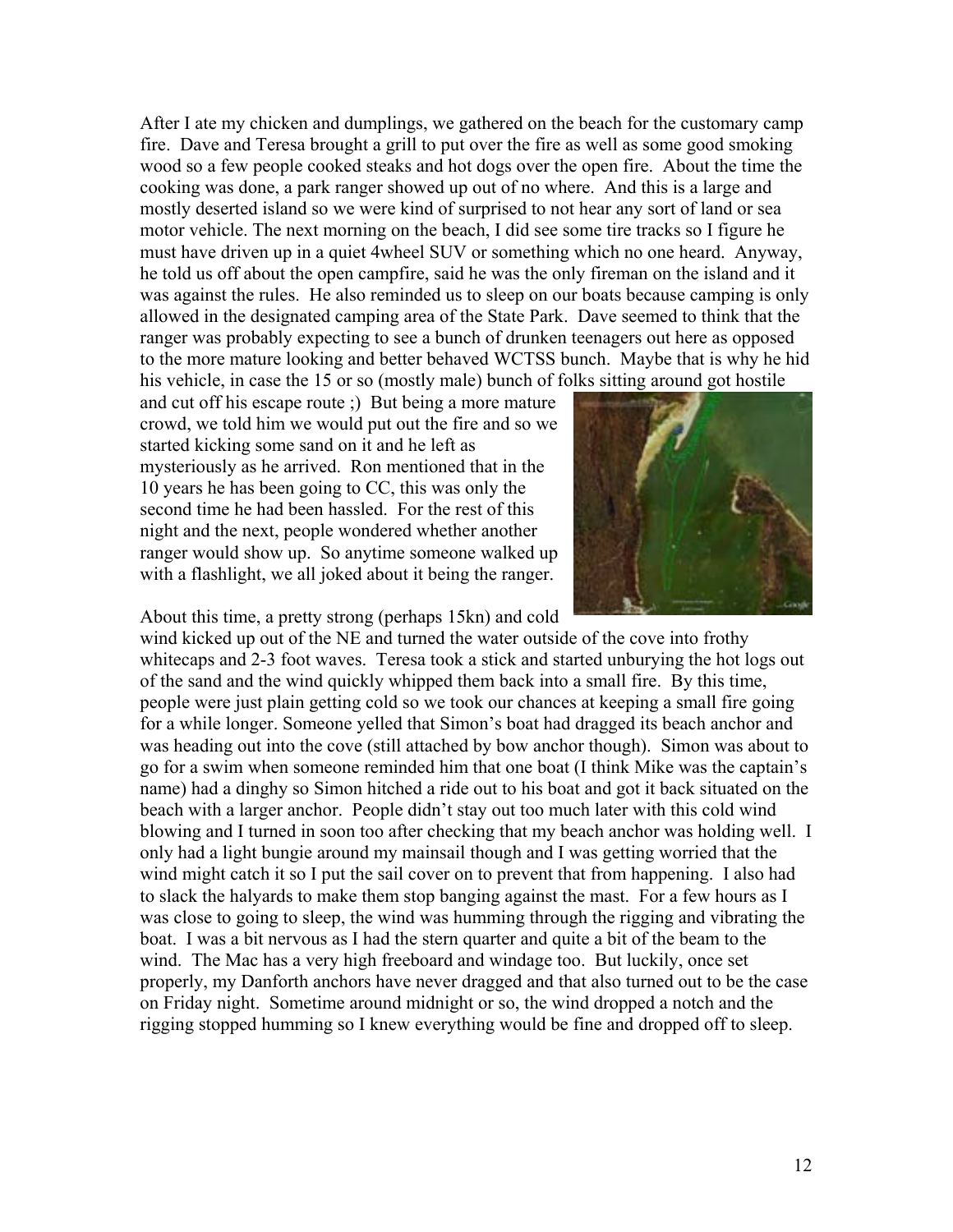After I ate my chicken and dumplings, we gathered on the beach for the customary camp fire. Dave and Teresa brought a grill to put over the fire as well as some good smoking wood so a few people cooked steaks and hot dogs over the open fire. About the time the cooking was done, a park ranger showed up out of no where. And this is a large and mostly deserted island so we were kind of surprised to not hear any sort of land or sea motor vehicle. The next morning on the beach, I did see some tire tracks so I figure he must have driven up in a quiet 4wheel SUV or something which no one heard. Anyway, he told us off about the open campfire, said he was the only fireman on the island and it was against the rules. He also reminded us to sleep on our boats because camping is only allowed in the designated camping area of the State Park. Dave seemed to think that the ranger was probably expecting to see a bunch of drunken teenagers out here as opposed to the more mature looking and better behaved WCTSS bunch. Maybe that is why he hid his vehicle, in case the 15 or so (mostly male) bunch of folks sitting around got hostile and cut off his escape route ;) But being a more mature crowd, we told him we would put out the fire and so we started kicking some sand on it and he left as mysteriously as he arrived. Ron mentioned that in the 10 years he has been going to CC, this was only the second time he had been hassled. For the rest of this night and the next, people wondered whether another ranger would show up. So anytime someone walked up with a flashlight, we all joked about it being the ranger.

About this time, a pretty strong (perhaps 15kn) and cold wind kicked up out of the NE and turned the water outside of the cove into frothy whitecaps and 2-3 foot waves. Teresa took a stick and started unburying the hot logs out of the sand and the wind quickly whipped them back into a small fire. By this time, people were just plain getting cold so we took our chances at keeping a small fire going for a while longer. Someone yelled that Simon's boat had dragged its beach anchor and was heading out into the cove (still attached by bow anchor though). Simon was about to go for a swim when someone reminded him that one boat (I think Mike was the captain's name) had a dinghy so Simon hitched a ride out to his boat and got it back situated on the beach with a larger anchor. People didn't stay out too much later with this cold wind blowing and I turned in soon too after checking that my beach anchor was holding well. I only had a light bungie around my mainsail though and I was getting worried that the wind might catch it so I put the sail cover on to prevent that from happening. I also had to slack the halyards to make them stop banging against the mast. For a few hours as I was close to going to sleep, the wind was humming through the rigging and vibrating the boat. I was a bit nervous as I had the stern quarter and quite a bit of the beam to the wind. The Mac has a very high freeboard and windage too. But luckily, once set properly, my Danforth anchors have never dragged and that also turned out to be the case on Friday night. Sometime around midnight or so, the wind dropped a notch and the rigging stopped humming so I knew everything would be fine and dropped off to sleep.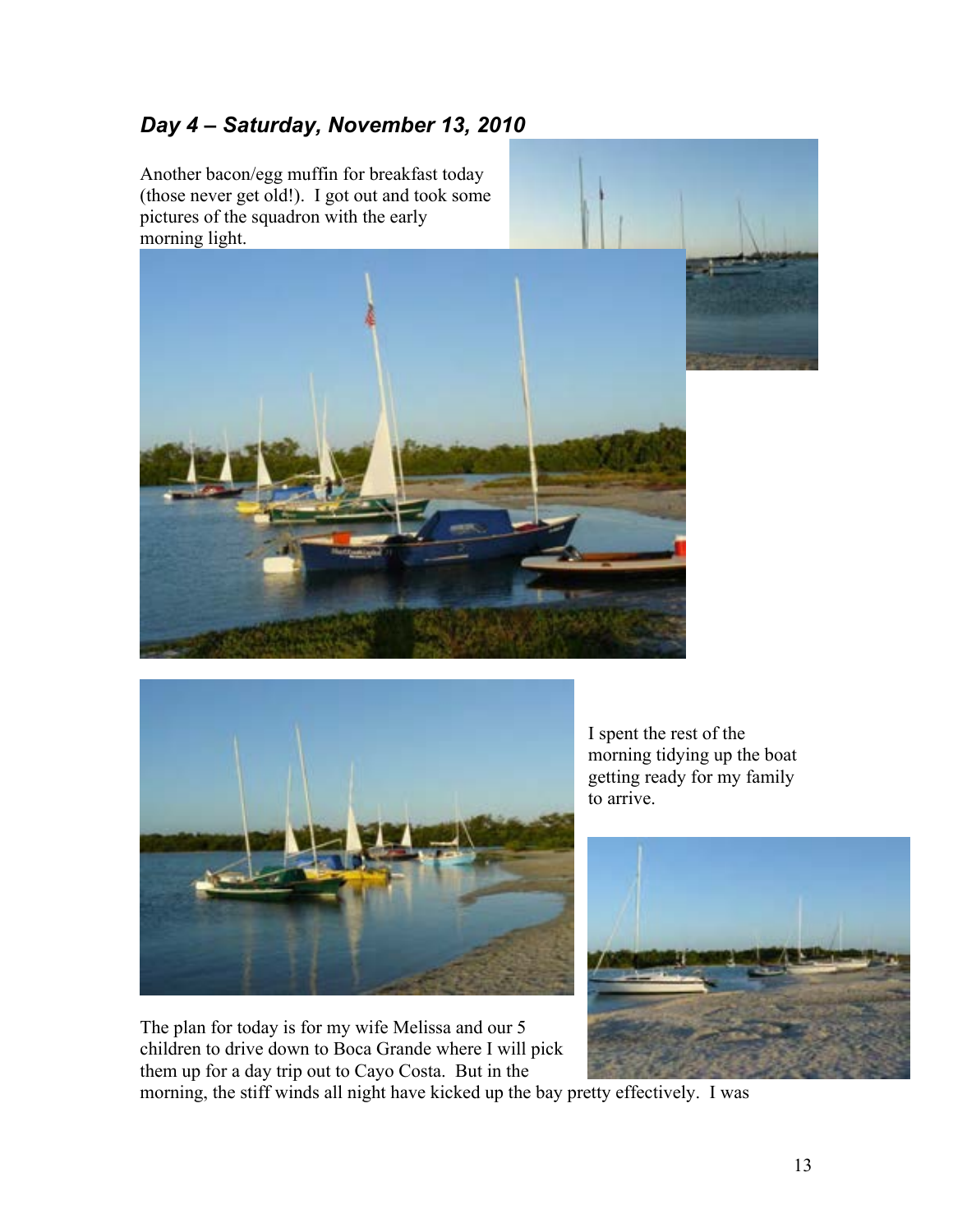## *Day 4 – Saturday, November 13, 2010*

Another bacon/egg muffin for breakfast today (those never get old!). I got out and took some pictures of the squadron with the early morning light.

I spent the rest of the morning tidying up the boat getting ready for my family to arrive.

The plan for today is for my wife Melissa and our 5 children to drive down to Boca Grande where I will pick them up for a day trip out to Cayo Costa. But in the morning, the stiff winds all night have kicked up the bay pretty effectively. I was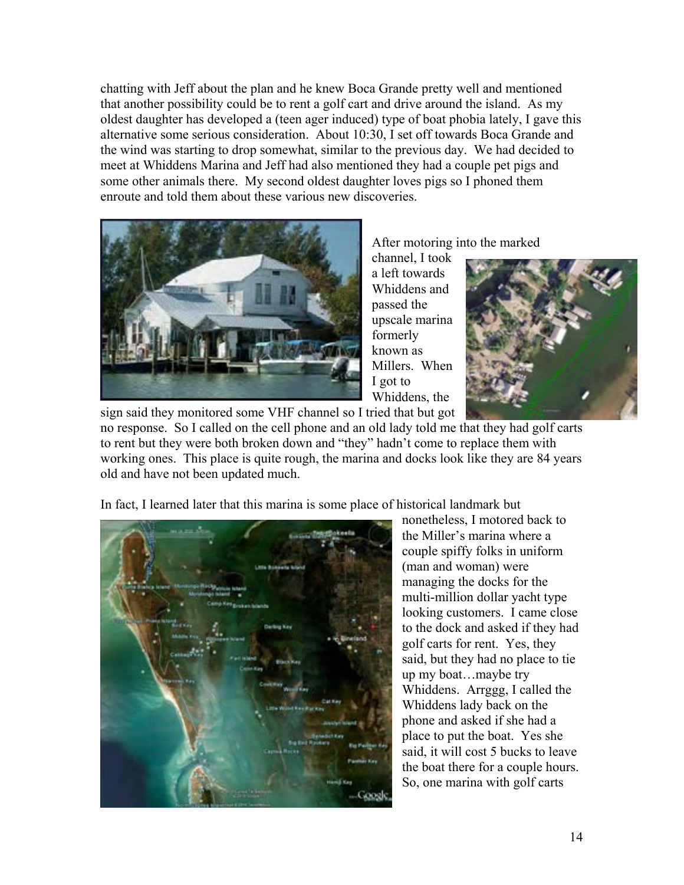chatting with Jeff about the plan and he knew Boca Grande pretty well and mentioned that another possibility could be to rent a golf cart and drive around the island. As my oldest daughter has developed a (teen ager induced) type of boat phobia lately, I gave this alternative some serious consideration. About 10:30, I set off towards Boca Grande and the wind was starting to drop somewhat, similar to the previous day. We had decided to meet at Whiddens Marina and Jeff had also mentioned they had a couple pet pigs and some other animals there. My second oldest daughter loves pigs so I phoned them enroute and told them about these various new discoveries.

After motoring into the marked channel, I took a left towards Whiddens and passed the upscale marina formerly known as Millers. When I got to Whiddens, the sign said they monitored some VHF channel so I tried that but got no response. So I called on the cell phone and an old lady told me that they had golf carts to rent but they were both broken down and "they" hadn't come to replace them with working ones. This place is quite rough, the marina and docks look like they are 84 years old and have not been updated much.

In fact, I learned later that this marina is some place of historical landmark but nonetheless, I motored back to the Miller's marina where a couple spiffy folks in uniform (man and woman) were managing the docks for the multi-million dollar yacht type looking customers. I came close to the dock and asked if they had golf carts for rent. Yes, they said, but they had no place to tie up my boat…maybe try Whiddens. Arrggg, I called the Whiddens lady back on the phone and asked if she had a place to put the boat. Yes she said, it will cost 5 bucks to leave the boat there for a couple hours. So, one marina with golf carts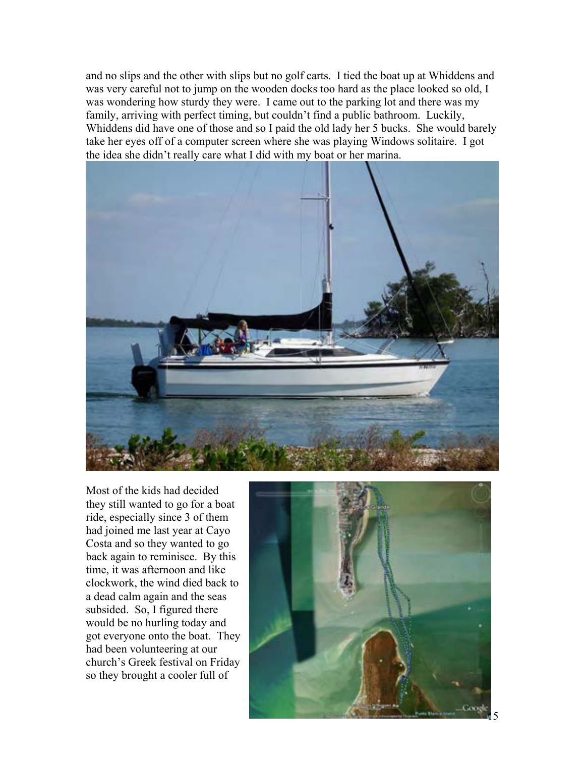and no slips and the other with slips but no golf carts. I tied the boat up at Whiddens and was very careful not to jump on the wooden docks too hard as the place looked so old, I was wondering how sturdy they were. I came out to the parking lot and there was my family, arriving with perfect timing, but couldn't find a public bathroom. Luckily, Whiddens did have one of those and so I paid the old lady her 5 bucks. She would barely take her eyes off of a computer screen where she was playing Windows solitaire. I got the idea she didn't really care what I did with my boat or her marina.

Most of the kids had decided they still wanted to go for a boat ride, especially since 3 of them had joined me last year at Cayo Costa and so they wanted to go back again to reminisce. By this time, it was afternoon and like clockwork, the wind died back to a dead calm again and the seas subsided. So, I figured there would be no hurling today and got everyone onto the boat. They had been volunteering at our church's Greek festival on Friday so they brought a cooler full of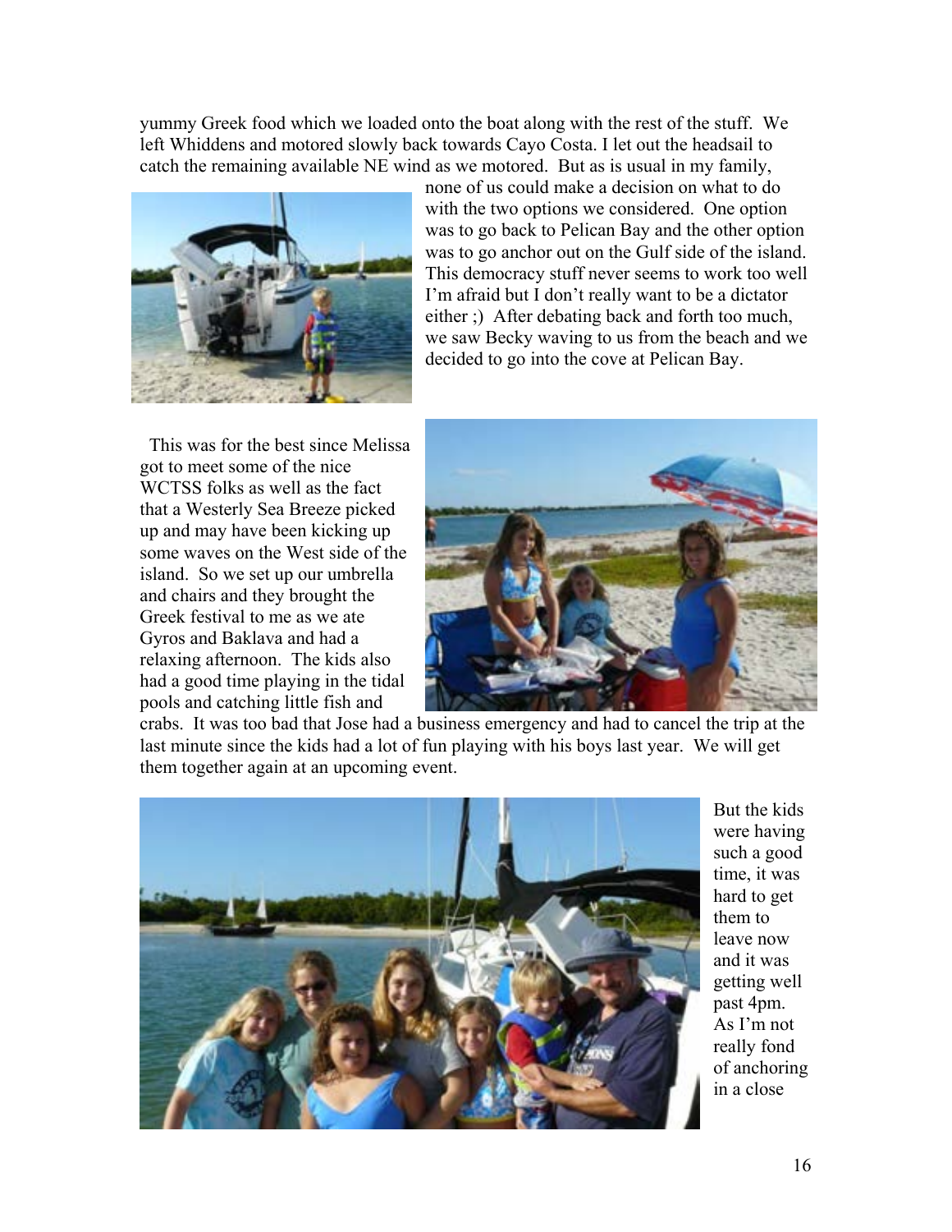yummy Greek food which we loaded onto the boat along with the rest of the stuff. We left Whiddens and motored slowly back towards Cayo Costa. I let out the headsail to catch the remaining available NE wind as we motored. But as is usual in my family, none of us could make a decision on what to do with the two options we considered. One option was to go back to Pelican Bay and the other option was to go anchor out on the Gulf side of the island. This democracy stuff never seems to work too well I'm afraid but I don't really want to be a dictator either ;) After debating back and forth too much, we saw Becky waving to us from the beach and we decided to go into the cove at Pelican Bay.

This was for the best since Melissa got to meet some of the nice WCTSS folks as well as the fact that a Westerly Sea Breeze picked up and may have been kicking up some waves on the West side of the island. So we set up our umbrella and chairs and they brought the Greek festival to me as we ate Gyros and Baklava and had a relaxing afternoon. The kids also had a good time playing in the tidal pools and catching little fish and crabs. It was too bad that Jose had a business emergency and had to cancel the trip at the last minute since the kids had a lot of fun playing with his boys last year. We will get them together again at an upcoming event.

But the kids were having such a good time, it was hard to get them to leave now and it was getting well past 4pm. As I'm not really fond of anchoring in a close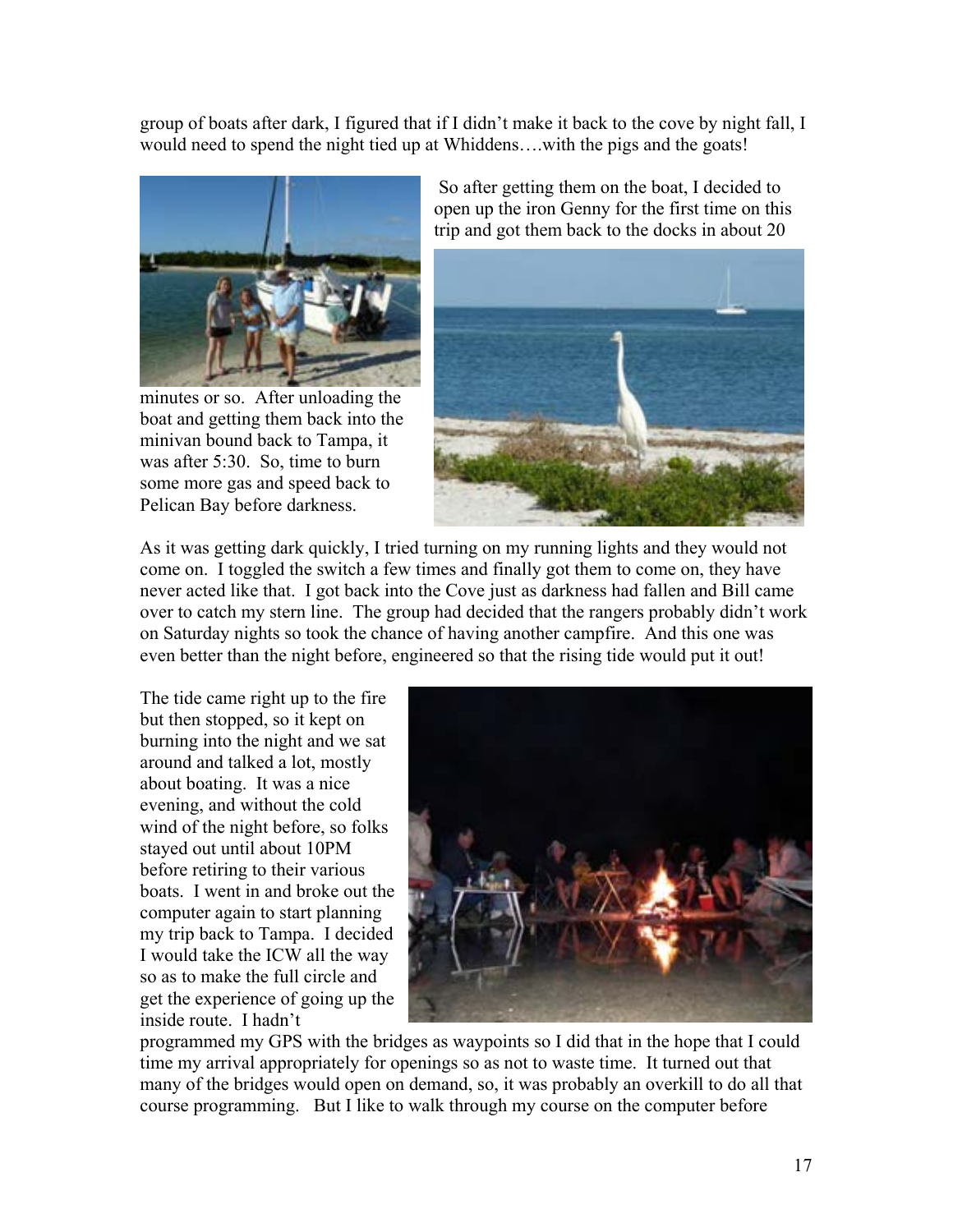group of boats after dark, I figured that if I didn't make it back to the cove by night fall, I would need to spend the night tied up at Whiddens….with the pigs and the goats!

So after getting them on the boat, I decided to open up the iron Genny for the first time on this trip and got them back to the docks in about 20 minutes or so. After unloading the boat and getting them back into the minivan bound back to Tampa, it was after 5:30. So, time to burn some more gas and speed back to Pelican Bay before darkness.

As it was getting dark quickly, I tried turning on my running lights and they would not come on. I toggled the switch a few times and finally got them to come on, they have never acted like that. I got back into the Cove just as darkness had fallen and Bill came over to catch my stern line. The group had decided that the rangers probably didn't work on Saturday nights so took the chance of having another campfire. And this one was even better than the night before, engineered so that the rising tide would put it out!

The tide came right up to the fire but then stopped, so it kept on burning into the night and we sat around and talked a lot, mostly about boating. It was a nice evening, and without the cold wind of the night before, so folks stayed out until about 10PM before retiring to their various boats. I went in and broke out the computer again to start planning my trip back to Tampa. I decided I would take the ICW all the way so as to make the full circle and get the experience of going up the inside route. I hadn't programmed my GPS with the bridges as waypoints so I did that in the hope that I could time my arrival appropriately for openings so as not to waste time. It turned out that many of the bridges would open on demand, so, it was probably an overkill to do all that course programming. But I like to walk through my course on the computer before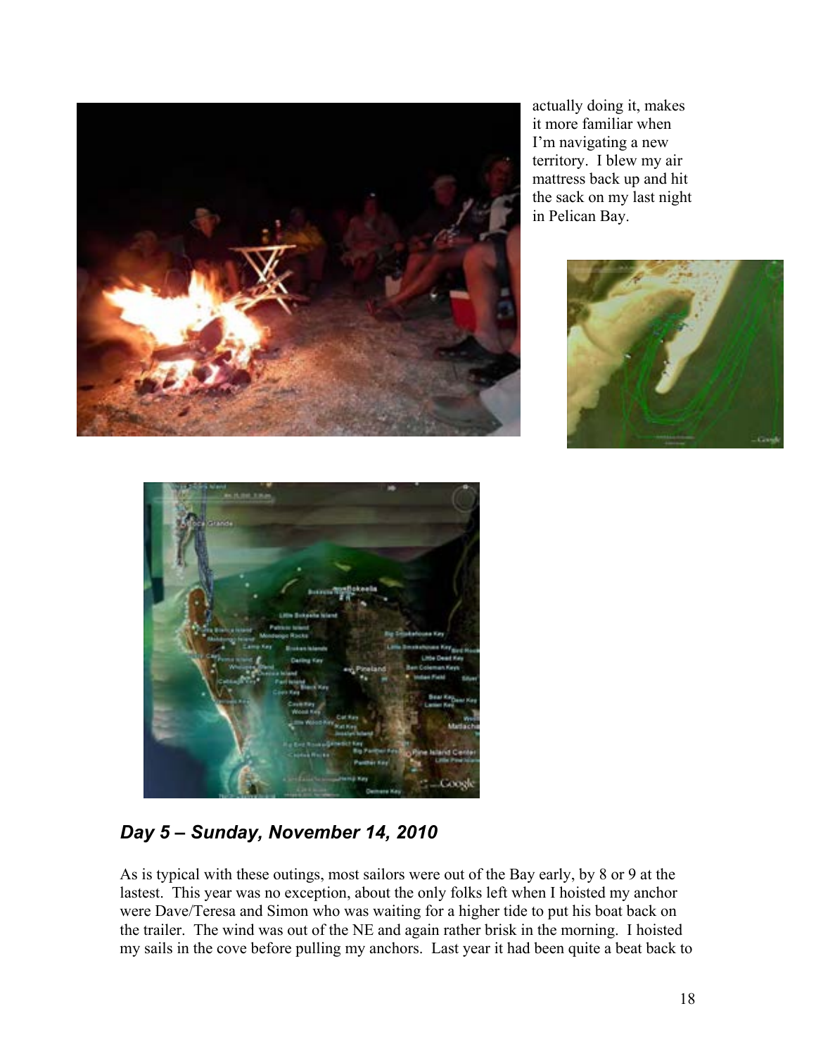actually doing it, makes it more familiar when I'm navigating a new territory. I blew my air mattress back up and hit the sack on my last night in Pelican Bay.

### *Day 5 – Sunday, November 14, 2010*

As is typical with these outings, most sailors were out of the Bay early, by 8 or 9 at the lastest. This year was no exception, about the only folks left when I hoisted my anchor were Dave/Teresa and Simon who was waiting for a higher tide to put his boat back on the trailer. The wind was out of the NE and again rather brisk in the morning. I hoisted my sails in the cove before pulling my anchors. Last year it had been quite a beat back to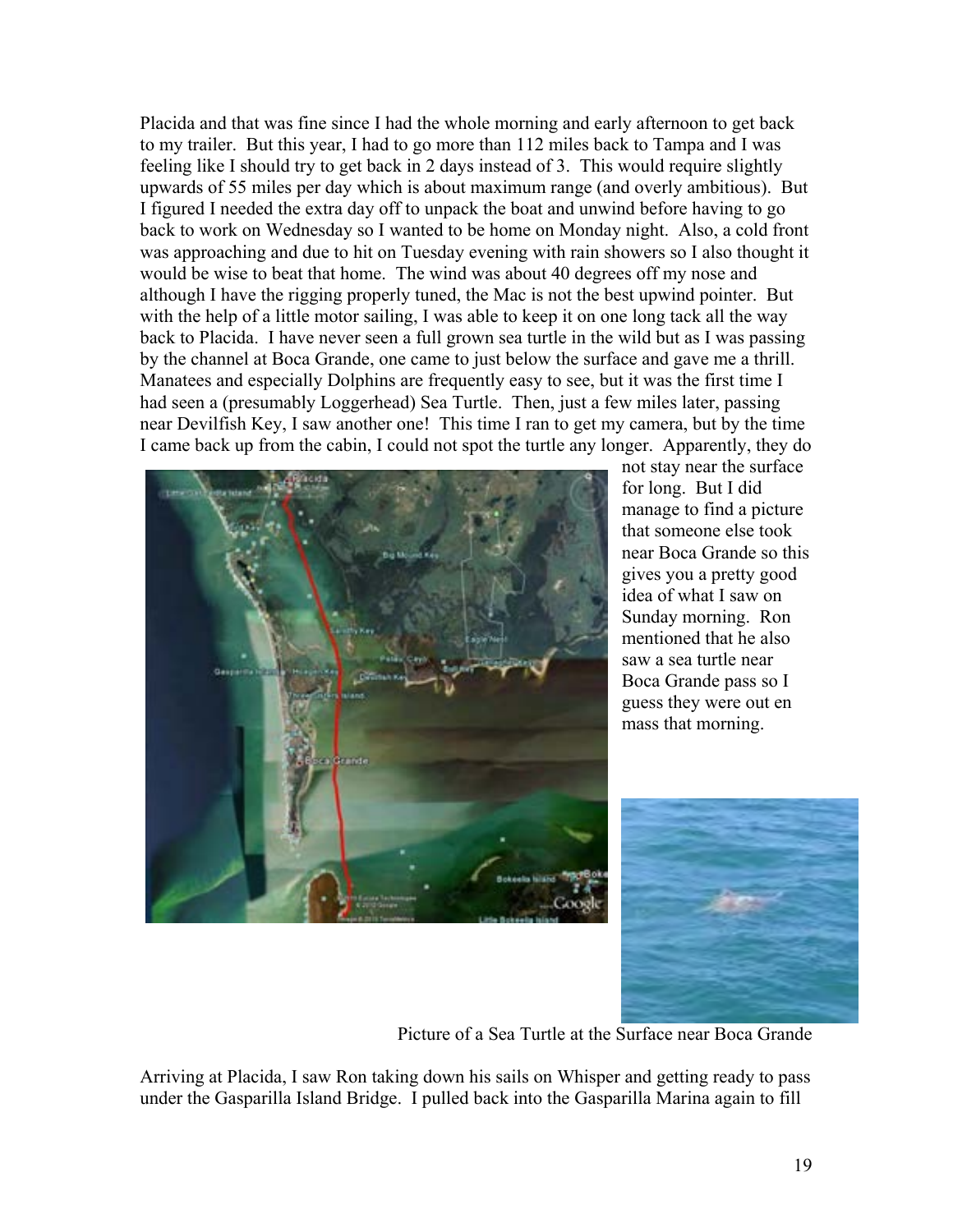Placida and that was fine since I had the whole morning and early afternoon to get back to my trailer. But this year, I had to go more than 112 miles back to Tampa and I was feeling like I should try to get back in 2 days instead of 3. This would require slightly upwards of 55 miles per day which is about maximum range (and overly ambitious). But I figured I needed the extra day off to unpack the boat and unwind before having to go back to work on Wednesday so I wanted to be home on Monday night. Also, a cold front was approaching and due to hit on Tuesday evening with rain showers so I also thought it would be wise to beat that home. The wind was about 40 degrees off my nose and although I have the rigging properly tuned, the Mac is not the best upwind pointer. But with the help of a little motor sailing, I was able to keep it on one long tack all the way back to Placida. I have never seen a full grown sea turtle in the wild but as I was passing by the channel at Boca Grande, one came to just below the surface and gave me a thrill. Manatees and especially Dolphins are frequently easy to see, but it was the first time I had seen a (presumably Loggerhead) Sea Turtle. Then, just a few miles later, passing near Devilfish Key, I saw another one! This time I ran to get my camera, but by the time I came back up from the cabin, I could not spot the turtle any longer. Apparently, they do not stay near the surface for long. But I did manage to find a picture that someone else took near Boca Grande so this gives you a pretty good idea of what I saw on Sunday morning. Ron mentioned that he also saw a sea turtle near Boca Grande pass so I guess they were out en mass that morning.

Picture of a Sea Turtle at the Surface near Boca Grande

Arriving at Placida, I saw Ron taking down his sails on Whisper and getting ready to pass under the Gasparilla Island Bridge. I pulled back into the Gasparilla Marina again to fill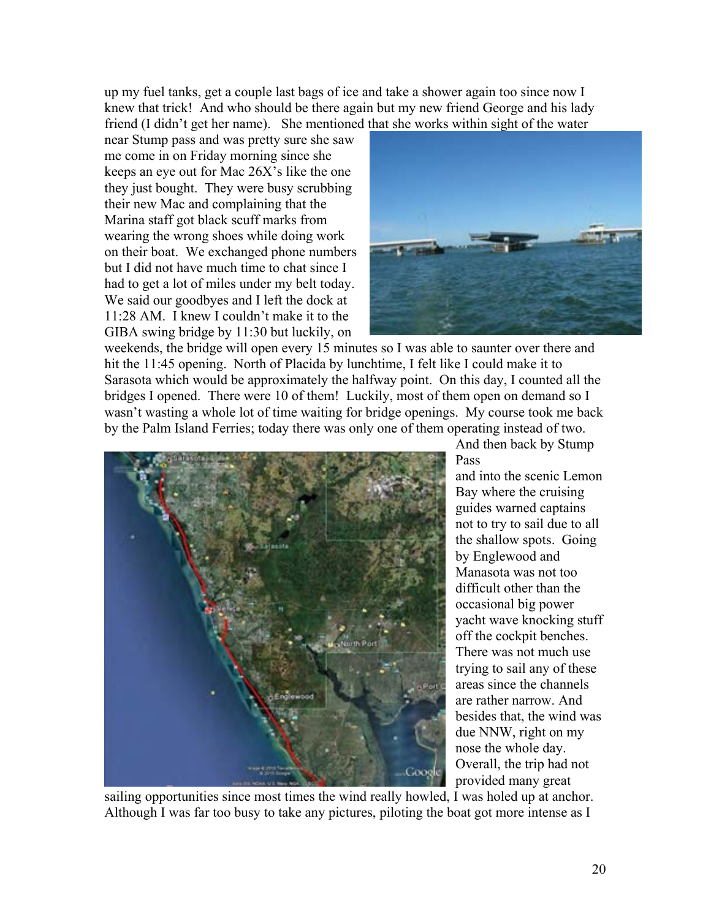up my fuel tanks, get a couple last bags of ice and take a shower again too since now I knew that trick! And who should be there again but my new friend George and his lady friend (I didn't get her name). She mentioned that she works within sight of the water near Stump pass and was pretty sure she saw me come in on Friday morning since she keeps an eye out for Mac 26X's like the one they just bought. They were busy scrubbing their new Mac and complaining that the Marina staff got black scuff marks from wearing the wrong shoes while doing work on their boat. We exchanged phone numbers but I did not have much time to chat since I had to get a lot of miles under my belt today. We said our goodbyes and I left the dock at 11:28 AM. I knew I couldn't make it to the GIBA swing bridge by 11:30 but luckily, on weekends, the bridge will open every 15 minutes so I was able to saunter over there and hit the 11:45 opening. North of Placida by lunchtime, I felt like I could make it to Sarasota which would be approximately the halfway point. On this day, I counted all the bridges I opened. There were 10 of them! Luckily, most of them open on demand so I wasn't wasting a whole lot of time waiting for bridge openings. My course took me back by the Palm Island Ferries; today there was only one of them operating instead of two. And then back by Stump Pass and into the scenic Lemon Bay where the cruising guides warned captains not to try to sail due to all the shallow spots. Going by Englewood and Manasota was not too difficult other than the occasional big power yacht wave knocking stuff off the cockpit benches. There was not much use trying to sail any of these areas since the channels are rather narrow. And besides that, the wind was due NNW, right on my nose the whole day. Overall, the trip had not provided many great sailing opportunities since most times the wind really howled, I was holed up at anchor. Although I was far too busy to take any pictures, piloting the boat got more intense as I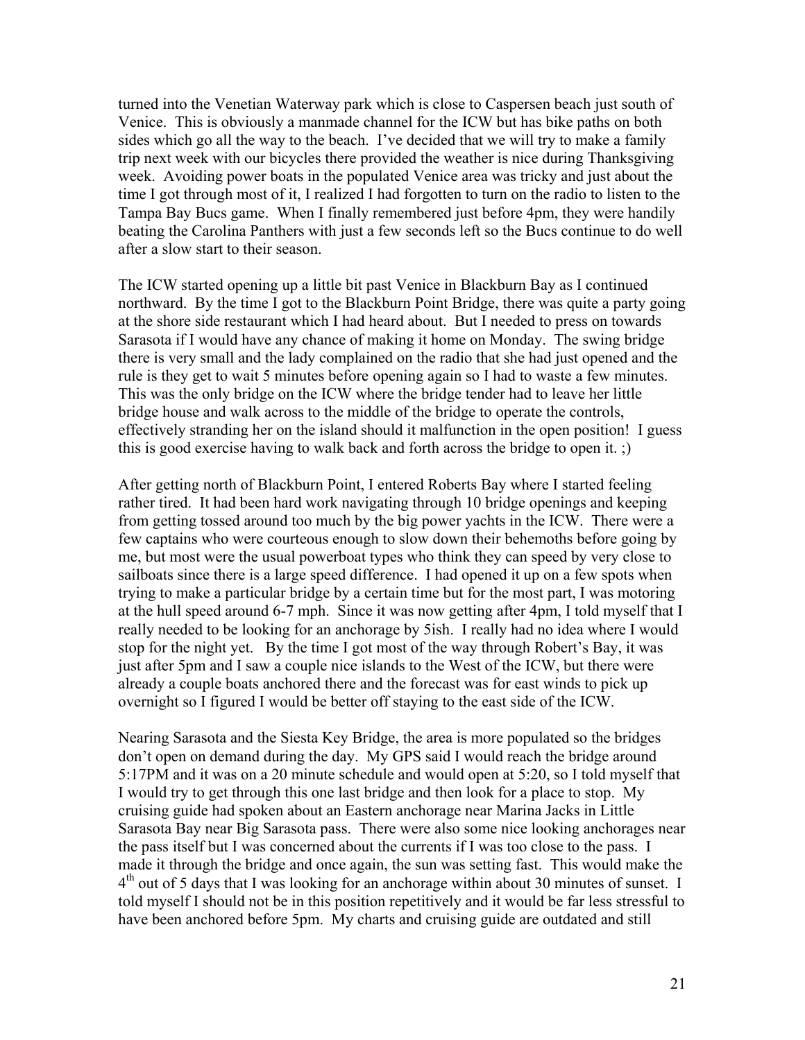turned into the Venetian Waterway park which is close to Caspersen beach just south of Venice. This is obviously a manmade channel for the ICW but has bike paths on both sides which go all the way to the beach. I've decided that we will try to make a family trip next week with our bicycles there provided the weather is nice during Thanksgiving week. Avoiding power boats in the populated Venice area was tricky and just about the time I got through most of it, I realized I had forgotten to turn on the radio to listen to the Tampa Bay Bucs game. When I finally remembered just before 4pm, they were handily beating the Carolina Panthers with just a few seconds left so the Bucs continue to do well after a slow start to their season.

The ICW started opening up a little bit past Venice in Blackburn Bay as I continued northward. By the time I got to the Blackburn Point Bridge, there was quite a party going at the shore side restaurant which I had heard about. But I needed to press on towards Sarasota if I would have any chance of making it home on Monday. The swing bridge there is very small and the lady complained on the radio that she had just opened and the rule is they get to wait 5 minutes before opening again so I had to waste a few minutes. This was the only bridge on the ICW where the bridge tender had to leave her little bridge house and walk across to the middle of the bridge to operate the controls, effectively stranding her on the island should it malfunction in the open position! I guess this is good exercise having to walk back and forth across the bridge to open it. ;)

After getting north of Blackburn Point, I entered Roberts Bay where I started feeling rather tired. It had been hard work navigating through 10 bridge openings and keeping from getting tossed around too much by the big power yachts in the ICW. There were a few captains who were courteous enough to slow down their behemoths before going by me, but most were the usual powerboat types who think they can speed by very close to sailboats since there is a large speed difference. I had opened it up on a few spots when trying to make a particular bridge by a certain time but for the most part, I was motoring at the hull speed around 6-7 mph. Since it was now getting after 4pm, I told myself that I really needed to be looking for an anchorage by 5ish. I really had no idea where I would stop for the night yet. By the time I got most of the way through Robert's Bay, it was just after 5pm and I saw a couple nice islands to the West of the ICW, but there were already a couple boats anchored there and the forecast was for east winds to pick up overnight so I figured I would be better off staying to the east side of the ICW.

Nearing Sarasota and the Siesta Key Bridge, the area is more populated so the bridges don't open on demand during the day. My GPS said I would reach the bridge around 5:17PM and it was on a 20 minute schedule and would open at 5:20, so I told myself that I would try to get through this one last bridge and then look for a place to stop. My cruising guide had spoken about an Eastern anchorage near Marina Jacks in Little Sarasota Bay near Big Sarasota pass. There were also some nice looking anchorages near the pass itself but I was concerned about the currents if I was too close to the pass. I made it through the bridge and once again, the sun was setting fast. This would make the 4th out of 5 days that I was looking for an anchorage within about 30 minutes of sunset. I told myself I should not be in this position repetitively and it would be far less stressful to have been anchored before 5pm. My charts and cruising guide are outdated and still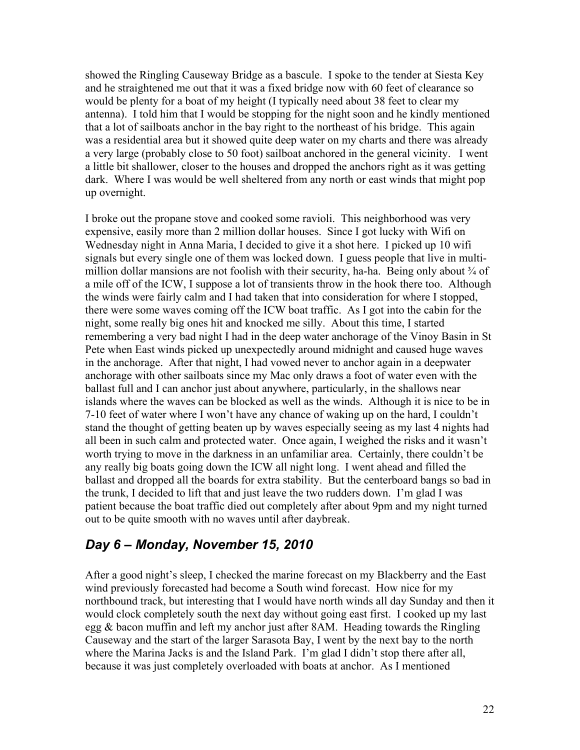showed the Ringling Causeway Bridge as a bascule. I spoke to the tender at Siesta Key and he straightened me out that it was a fixed bridge now with 60 feet of clearance so would be plenty for a boat of my height (I typically need about 38 feet to clear my antenna). I told him that I would be stopping for the night soon and he kindly mentioned that a lot of sailboats anchor in the bay right to the northeast of his bridge. This again was a residential area but it showed quite deep water on my charts and there was already a very large (probably close to 50 foot) sailboat anchored in the general vicinity. I went a little bit shallower, closer to the houses and dropped the anchors right as it was getting dark. Where I was would be well sheltered from any north or east winds that might pop up overnight.

I broke out the propane stove and cooked some ravioli. This neighborhood was very expensive, easily more than 2 million dollar houses. Since I got lucky with Wifi on Wednesday night in Anna Maria, I decided to give it a shot here. I picked up 10 wifi signals but every single one of them was locked down. I guess people that live in multi-million dollar mansions are not foolish with their security, ha-ha. Being only about ¾ of a mile off of the ICW, I suppose a lot of transients throw in the hook there too. Although the winds were fairly calm and I had taken that into consideration for where I stopped, there were some waves coming off the ICW boat traffic. As I got into the cabin for the night, some really big ones hit and knocked me silly. About this time, I started remembering a very bad night I had in the deep water anchorage of the Vinoy Basin in St Pete when East winds picked up unexpectedly around midnight and caused huge waves in the anchorage. After that night, I had vowed never to anchor again in a deepwater anchorage with other sailboats since my Mac only draws a foot of water even with the ballast full and I can anchor just about anywhere, particularly, in the shallows near islands where the waves can be blocked as well as the winds. Although it is nice to be in 7-10 feet of water where I won't have any chance of waking up on the hard, I couldn't stand the thought of getting beaten up by waves especially seeing as my last 4 nights had all been in such calm and protected water. Once again, I weighed the risks and it wasn't worth trying to move in the darkness in an unfamiliar area. Certainly, there couldn't be any really big boats going down the ICW all night long. I went ahead and filled the ballast and dropped all the boards for extra stability. But the centerboard bangs so bad in the trunk, I decided to lift that and just leave the two rudders down. I'm glad I was patient because the boat traffic died out completely after about 9pm and my night turned out to be quite smooth with no waves until after daybreak.

## *Day 6 – Monday, November 15, 2010*

After a good night's sleep, I checked the marine forecast on my Blackberry and the East wind previously forecasted had become a South wind forecast. How nice for my northbound track, but interesting that I would have north winds all day Sunday and then it would clock completely south the next day without going east first. I cooked up my last egg & bacon muffin and left my anchor just after 8AM. Heading towards the Ringling Causeway and the start of the larger Sarasota Bay, I went by the next bay to the north where the Marina Jacks is and the Island Park. I'm glad I didn't stop there after all, because it was just completely overloaded with boats at anchor. As I mentioned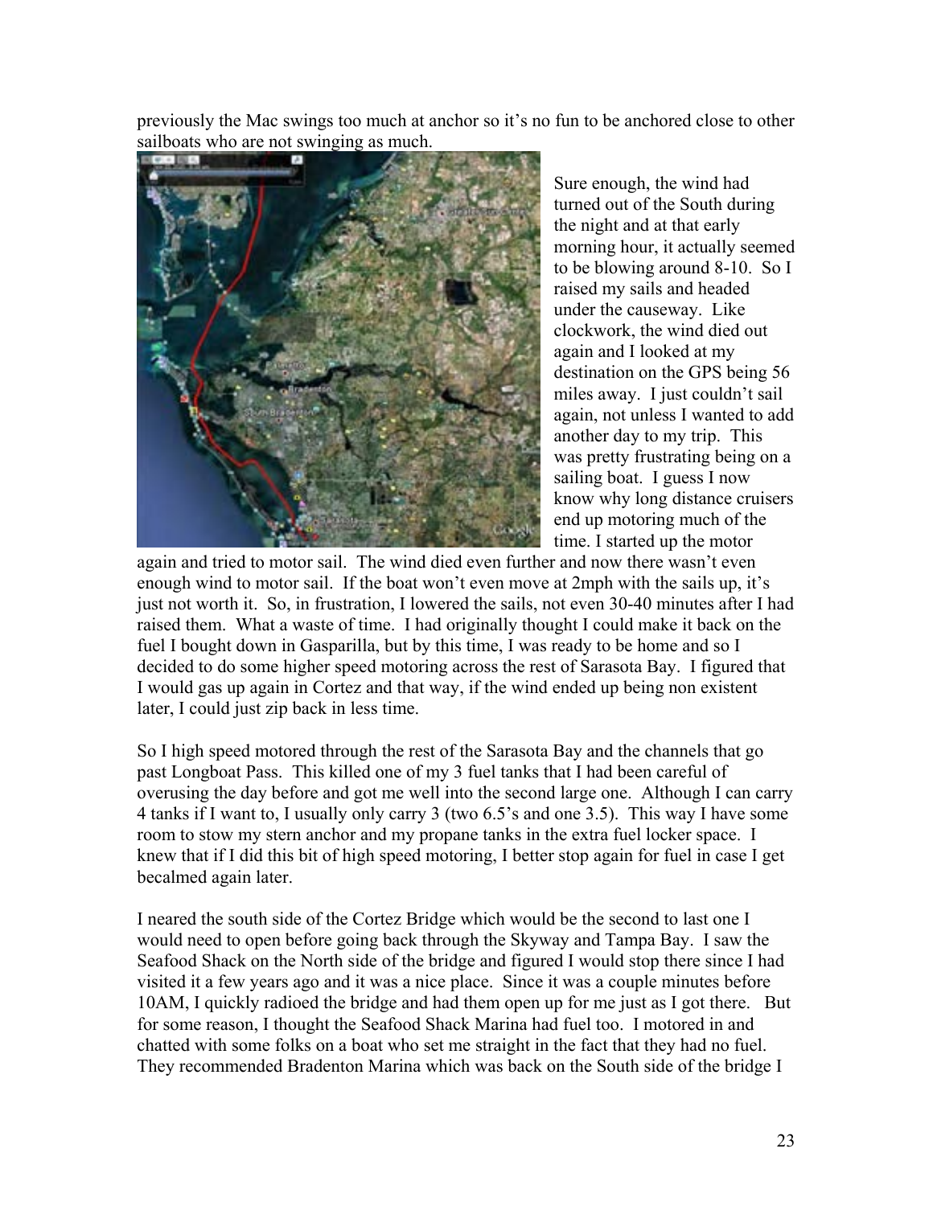previously the Mac swings too much at anchor so it's no fun to be anchored close to other sailboats who are not swinging as much.

Sure enough, the wind had turned out of the South during the night and at that early morning hour, it actually seemed to be blowing around 8-10. So I raised my sails and headed under the causeway. Like clockwork, the wind died out again and I looked at my destination on the GPS being 56 miles away. I just couldn't sail again, not unless I wanted to add another day to my trip. This was pretty frustrating being on a sailing boat. I guess I now know why long distance cruisers end up motoring much of the time. I started up the motor again and tried to motor sail. The wind died even further and now there wasn't even enough wind to motor sail. If the boat won't even move at 2mph with the sails up, it's just not worth it. So, in frustration, I lowered the sails, not even 30-40 minutes after I had raised them. What a waste of time. I had originally thought I could make it back on the fuel I bought down in Gasparilla, but by this time, I was ready to be home and so I decided to do some higher speed motoring across the rest of Sarasota Bay. I figured that I would gas up again in Cortez and that way, if the wind ended up being non existent later, I could just zip back in less time.

So I high speed motored through the rest of the Sarasota Bay and the channels that go past Longboat Pass. This killed one of my 3 fuel tanks that I had been careful of overusing the day before and got me well into the second large one. Although I can carry 4 tanks if I want to, I usually only carry 3 (two 6.5's and one 3.5). This way I have some room to stow my stern anchor and my propane tanks in the extra fuel locker space. I knew that if I did this bit of high speed motoring, I better stop again for fuel in case I get becalmed again later.

I neared the south side of the Cortez Bridge which would be the second to last one I would need to open before going back through the Skyway and Tampa Bay. I saw the Seafood Shack on the North side of the bridge and figured I would stop there since I had visited it a few years ago and it was a nice place. Since it was a couple minutes before 10AM, I quickly radioed the bridge and had them open up for me just as I got there. But for some reason, I thought the Seafood Shack Marina had fuel too. I motored in and chatted with some folks on a boat who set me straight in the fact that they had no fuel. They recommended Bradenton Marina which was back on the South side of the bridge I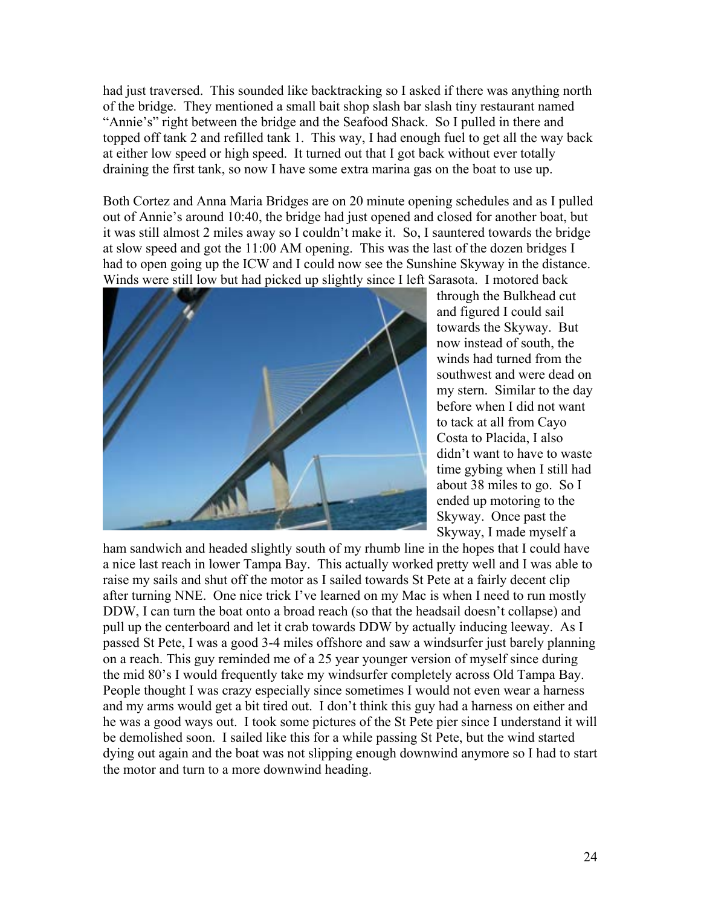had just traversed. This sounded like backtracking so I asked if there was anything north of the bridge. They mentioned a small bait shop slash bar slash tiny restaurant named "Annie's" right between the bridge and the Seafood Shack. So I pulled in there and topped off tank 2 and refilled tank 1. This way, I had enough fuel to get all the way back at either low speed or high speed. It turned out that I got back without ever totally draining the first tank, so now I have some extra marina gas on the boat to use up.

Both Cortez and Anna Maria Bridges are on 20 minute opening schedules and as I pulled out of Annie's around 10:40, the bridge had just opened and closed for another boat, but it was still almost 2 miles away so I couldn't make it. So, I sauntered towards the bridge at slow speed and got the 11:00 AM opening. This was the last of the dozen bridges I had to open going up the ICW and I could now see the Sunshine Skyway in the distance. Winds were still low but had picked up slightly since I left Sarasota. I motored back through the Bulkhead cut and figured I could sail towards the Skyway. But now instead of south, the winds had turned from the southwest and were dead on my stern. Similar to the day before when I did not want to tack at all from Cayo Costa to Placida, I also didn't want to have to waste time gybing when I still had about 38 miles to go. So I ended up motoring to the Skyway. Once past the Skyway, I made myself a ham sandwich and headed slightly south of my rhumb line in the hopes that I could have a nice last reach in lower Tampa Bay. This actually worked pretty well and I was able to raise my sails and shut off the motor as I sailed towards St Pete at a fairly decent clip after turning NNE. One nice trick I've learned on my Mac is when I need to run mostly DDW, I can turn the boat onto a broad reach (so that the headsail doesn't collapse) and pull up the centerboard and let it crab towards DDW by actually inducing leeway. As I passed St Pete, I was a good 3-4 miles offshore and saw a windsurfer just barely planning on a reach. This guy reminded me of a 25 year younger version of myself since during the mid 80's I would frequently take my windsurfer completely across Old Tampa Bay. People thought I was crazy especially since sometimes I would not even wear a harness and my arms would get a bit tired out. I don't think this guy had a harness on either and he was a good ways out. I took some pictures of the St Pete pier since I understand it will be demolished soon. I sailed like this for a while passing St Pete, but the wind started dying out again and the boat was not slipping enough downwind anymore so I had to start the motor and turn to a more downwind heading.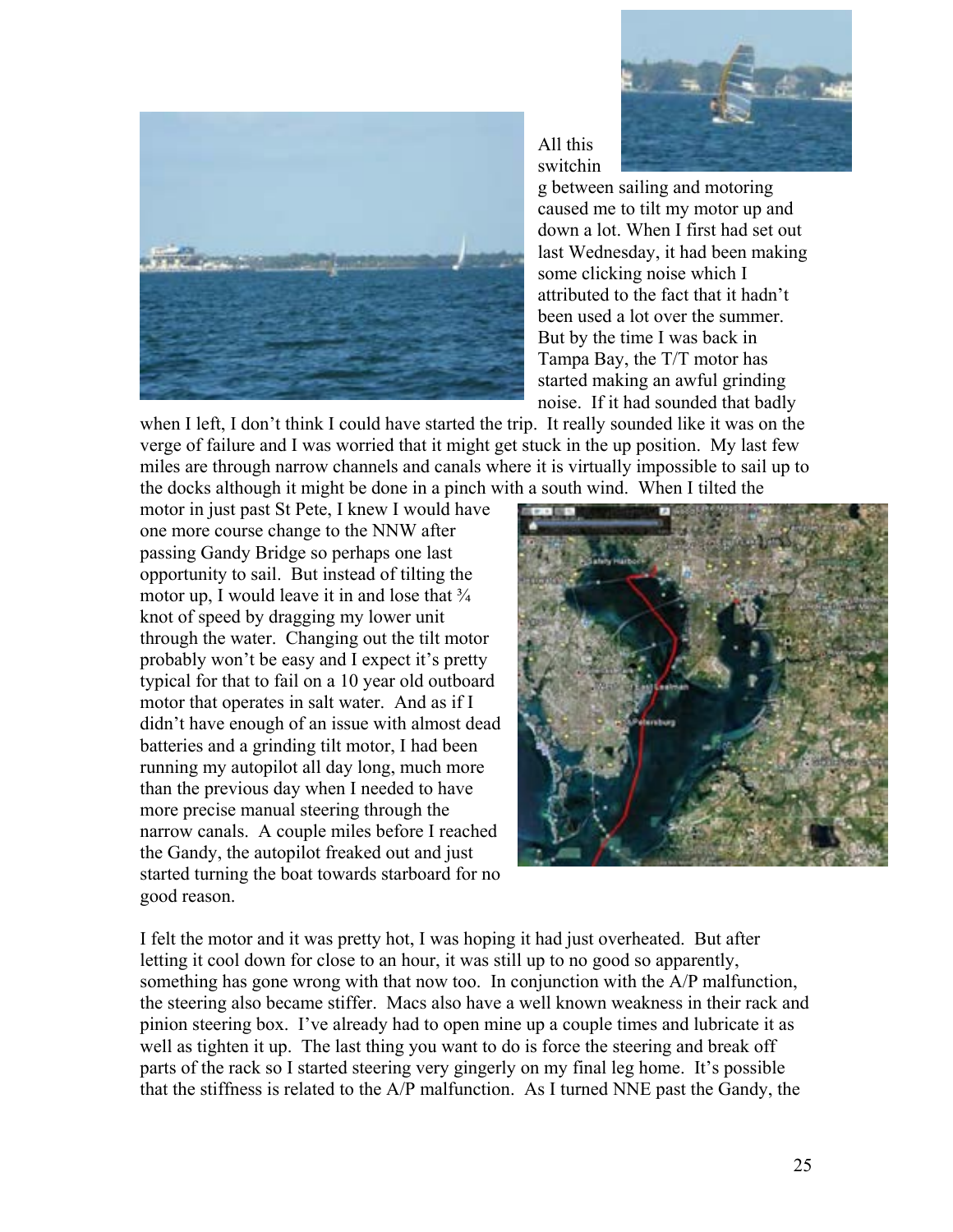All this switching between sailing and motoring caused me to tilt my motor up and down a lot. When I first had set out last Wednesday, it had been making some clicking noise which I attributed to the fact that it hadn't been used a lot over the summer. But by the time I was back in Tampa Bay, the T/T motor has started making an awful grinding noise. If it had sounded that badly when I left, I don't think I could have started the trip. It really sounded like it was on the verge of failure and I was worried that it might get stuck in the up position. My last few miles are through narrow channels and canals where it is virtually impossible to sail up to the docks although it might be done in a pinch with a south wind. When I tilted the motor in just past St Pete, I knew I would have one more course change to the NNW after passing Gandy Bridge so perhaps one last opportunity to sail. But instead of tilting the motor up, I would leave it in and lose that ¾ knot of speed by dragging my lower unit through the water. Changing out the tilt motor probably won't be easy and I expect it's pretty typical for that to fail on a 10 year old outboard motor that operates in salt water. And as if I didn't have enough of an issue with almost dead batteries and a grinding tilt motor, I had been running my autopilot all day long, much more than the previous day when I needed to have more precise manual steering through the narrow canals. A couple miles before I reached the Gandy, the autopilot freaked out and just started turning the boat towards starboard for no good reason.

I felt the motor and it was pretty hot, I was hoping it had just overheated. But after letting it cool down for close to an hour, it was still up to no good so apparently, something has gone wrong with that now too. In conjunction with the A/P malfunction, the steering also became stiffer. Macs also have a well known weakness in their rack and pinion steering box. I've already had to open mine up a couple times and lubricate it as well as tighten it up. The last thing you want to do is force the steering and break off parts of the rack so I started steering very gingerly on my final leg home. It's possible that the stiffness is related to the A/P malfunction. As I turned NNE past the Gandy, the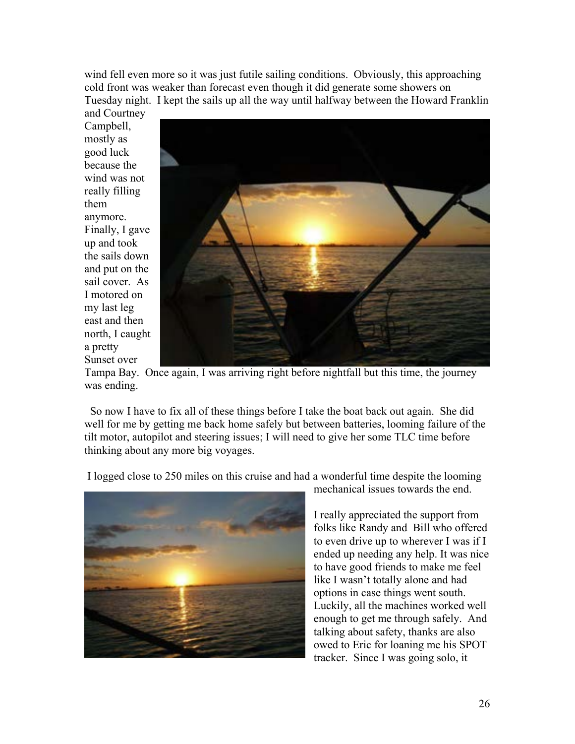wind fell even more so it was just futile sailing conditions. Obviously, this approaching cold front was weaker than forecast even though it did generate some showers on Tuesday night. I kept the sails up all the way until halfway between the Howard Franklin and Courtney Campbell, mostly as good luck because the wind was not really filling them anymore. Finally, I gave up and took the sails down and put on the sail cover. As I motored on my last leg east and then north, I caught a pretty Sunset over Tampa Bay. Once again, I was arriving right before nightfall but this time, the journey was ending.

So now I have to fix all of these things before I take the boat back out again. She did well for me by getting me back home safely but between batteries, looming failure of the tilt motor, autopilot and steering issues; I will need to give her some TLC time before thinking about any more big voyages.

I logged close to 250 miles on this cruise and had a wonderful time despite the looming mechanical issues towards the end.

I really appreciated the support from folks like Randy and Bill who offered to even drive up to wherever I was if I ended up needing any help. It was nice to have good friends to make me feel like I wasn't totally alone and had options in case things went south. Luckily, all the machines worked well enough to get me through safely. And talking about safety, thanks are also owed to Eric for loaning me his SPOT tracker. Since I was going solo, it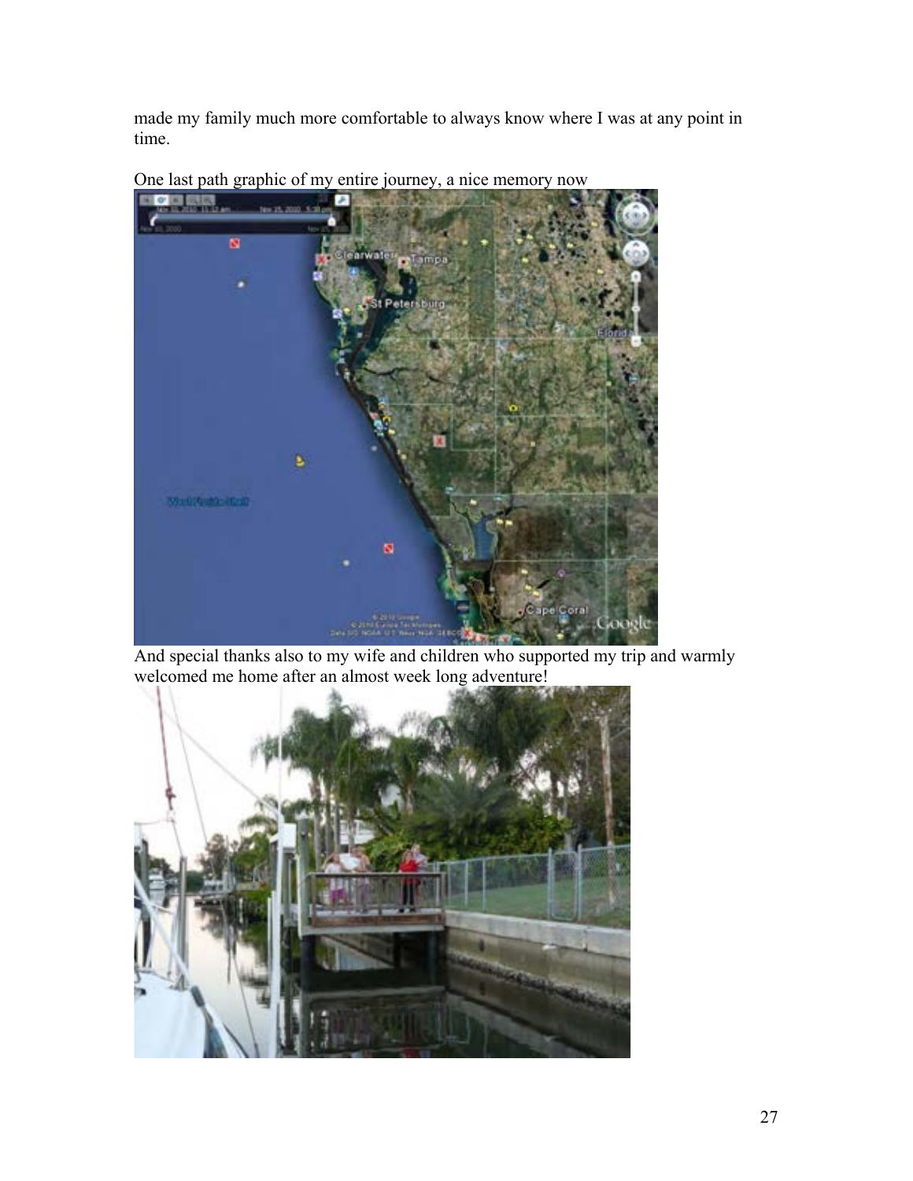made my family much more comfortable to always know where I was at any point in time.

One last path graphic of my entire journey, a nice memory now

And special thanks also to my wife and children who supported my trip and warmly welcomed me home after an almost week long adventure!